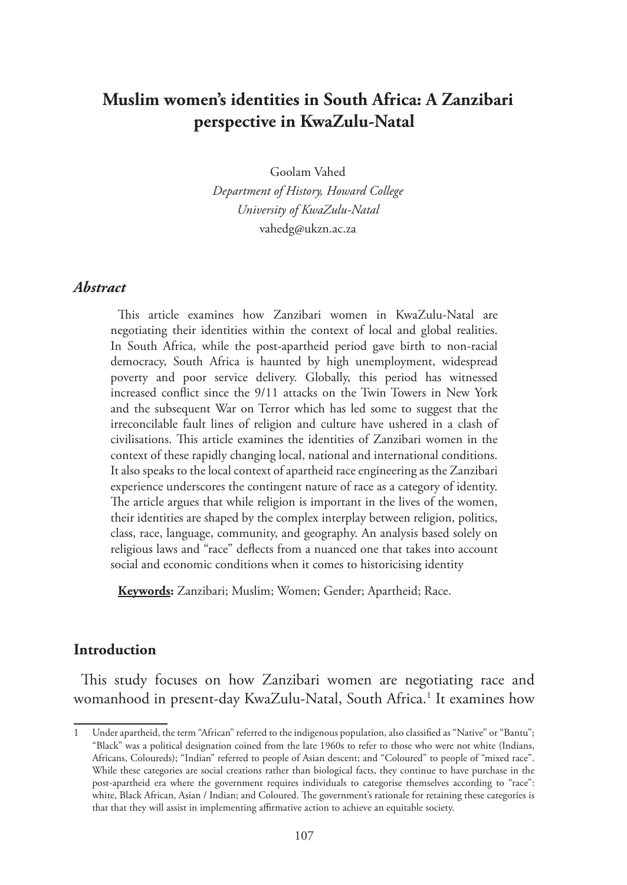# Muslim women's identities in South Africa: A Zanzibari perspective in KwaZulu-Natal

Goolam Vahed
*Department of History, Howard College*
*University of KwaZulu-Natal*
vahedg@ukzn.ac.za

## *Abstract*

This article examines how Zanzibari women in KwaZulu-Natal are negotiating their identities within the context of local and global realities. In South Africa, while the post-apartheid period gave birth to non-racial democracy, South Africa is haunted by high unemployment, widespread poverty and poor service delivery. Globally, this period has witnessed increased conflict since the 9/11 attacks on the Twin Towers in New York and the subsequent War on Terror which has led some to suggest that the irreconcilable fault lines of religion and culture have ushered in a clash of civilisations. This article examines the identities of Zanzibari women in the context of these rapidly changing local, national and international conditions. It also speaks to the local context of apartheid race engineering as the Zanzibari experience underscores the contingent nature of race as a category of identity. The article argues that while religion is important in the lives of the women, their identities are shaped by the complex interplay between religion, politics, class, race, language, community, and geography. An analysis based solely on religious laws and "race" deflects from a nuanced one that takes into account social and economic conditions when it comes to historicising identity

**Keywords:** Zanzibari; Muslim; Women; Gender; Apartheid; Race.

## Introduction

This study focuses on how Zanzibari women are negotiating race and womanhood in present-day KwaZulu-Natal, South Africa.[1] It examines how

---

1 Under apartheid, the term "African" referred to the indigenous population, also classified as "Native" or "Bantu"; "Black" was a political designation coined from the late 1960s to refer to those who were not white (Indians, Africans, Coloureds); "Indian" referred to people of Asian descent; and "Coloured" to people of "mixed race". While these categories are social creations rather than biological facts, they continue to have purchase in the post-apartheid era where the government requires individuals to categorise themselves according to "race": white, Black African, Asian / Indian; and Coloured. The government's rationale for retaining these categories is that that they will assist in implementing affirmative action to achieve an equitable society.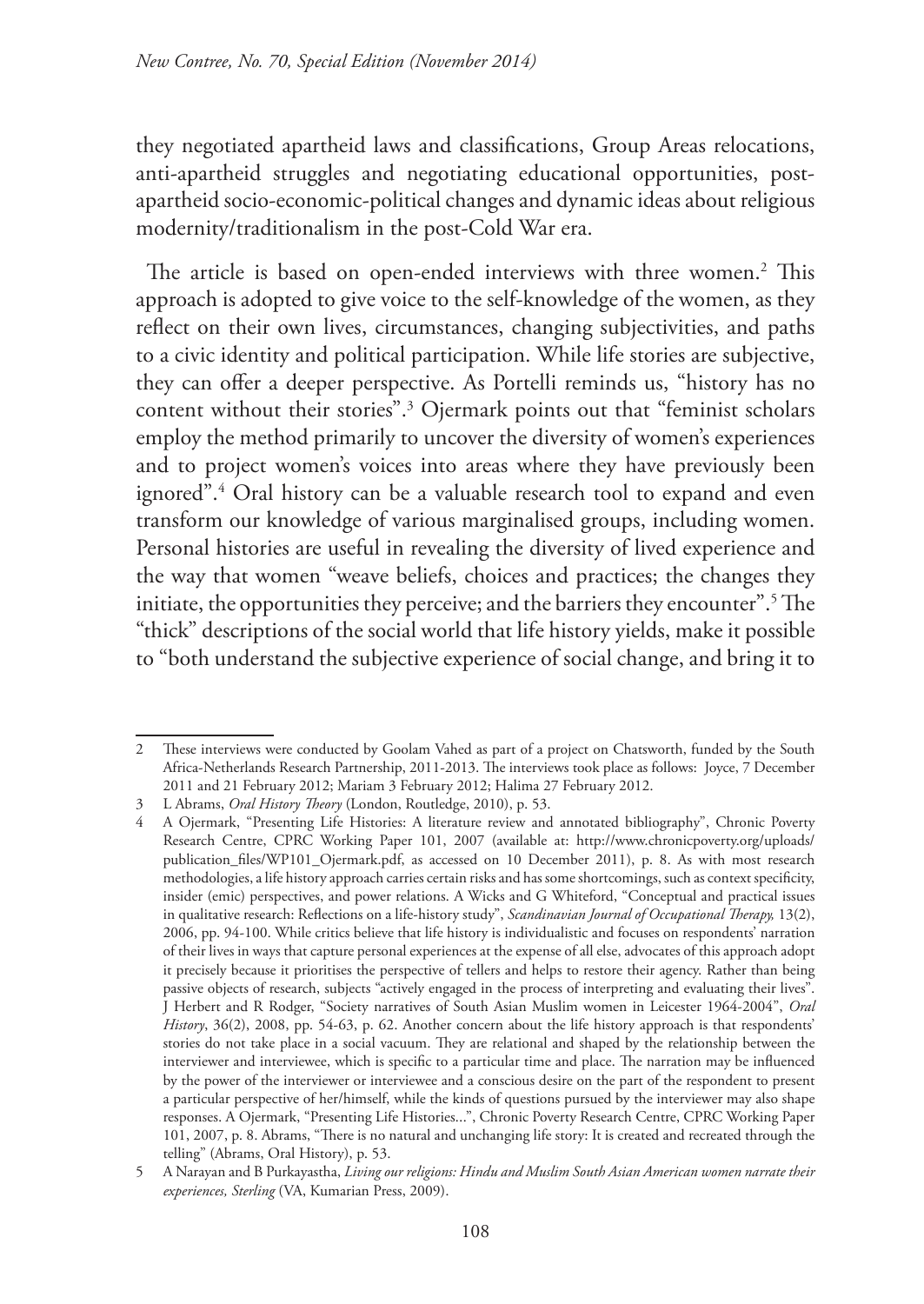they negotiated apartheid laws and classifications, Group Areas relocations, anti-apartheid struggles and negotiating educational opportunities, post-apartheid socio-economic-political changes and dynamic ideas about religious modernity/traditionalism in the post-Cold War era.

The article is based on open-ended interviews with three women.[2] This approach is adopted to give voice to the self-knowledge of the women, as they reflect on their own lives, circumstances, changing subjectivities, and paths to a civic identity and political participation. While life stories are subjective, they can offer a deeper perspective. As Portelli reminds us, "history has no content without their stories".[3] Ojermark points out that "feminist scholars employ the method primarily to uncover the diversity of women's experiences and to project women's voices into areas where they have previously been ignored".[4] Oral history can be a valuable research tool to expand and even transform our knowledge of various marginalised groups, including women. Personal histories are useful in revealing the diversity of lived experience and the way that women "weave beliefs, choices and practices; the changes they initiate, the opportunities they perceive; and the barriers they encounter".[5] The "thick" descriptions of the social world that life history yields, make it possible to "both understand the subjective experience of social change, and bring it to

---

2 These interviews were conducted by Goolam Vahed as part of a project on Chatsworth, funded by the South Africa-Netherlands Research Partnership, 2011-2013. The interviews took place as follows: Joyce, 7 December 2011 and 21 February 2012; Mariam 3 February 2012; Halima 27 February 2012.

3 L Abrams, *Oral History Theory* (London, Routledge, 2010), p. 53.

4 A Ojermark, "Presenting Life Histories: A literature review and annotated bibliography", Chronic Poverty Research Centre, CPRC Working Paper 101, 2007 (available at: http://www.chronicpoverty.org/uploads/publication_files/WP101_Ojermark.pdf, as accessed on 10 December 2011), p. 8. As with most research methodologies, a life history approach carries certain risks and has some shortcomings, such as context specificity, insider (emic) perspectives, and power relations. A Wicks and G Whiteford, "Conceptual and practical issues in qualitative research: Reflections on a life-history study", *Scandinavian Journal of Occupational Therapy,* 13(2), 2006, pp. 94-100. While critics believe that life history is individualistic and focuses on respondents' narration of their lives in ways that capture personal experiences at the expense of all else, advocates of this approach adopt it precisely because it prioritises the perspective of tellers and helps to restore their agency. Rather than being passive objects of research, subjects "actively engaged in the process of interpreting and evaluating their lives". J Herbert and R Rodger, "Society narratives of South Asian Muslim women in Leicester 1964-2004", *Oral History*, 36(2), 2008, pp. 54-63, p. 62. Another concern about the life history approach is that respondents' stories do not take place in a social vacuum. They are relational and shaped by the relationship between the interviewer and interviewee, which is specific to a particular time and place. The narration may be influenced by the power of the interviewer or interviewee and a conscious desire on the part of the respondent to present a particular perspective of her/himself, while the kinds of questions pursued by the interviewer may also shape responses. A Ojermark, "Presenting Life Histories...", Chronic Poverty Research Centre, CPRC Working Paper 101, 2007, p. 8. Abrams, "There is no natural and unchanging life story: It is created and recreated through the telling" (Abrams, Oral History), p. 53.

5 A Narayan and B Purkayastha, *Living our religions: Hindu and Muslim South Asian American women narrate their experiences, Sterling* (VA, Kumarian Press, 2009).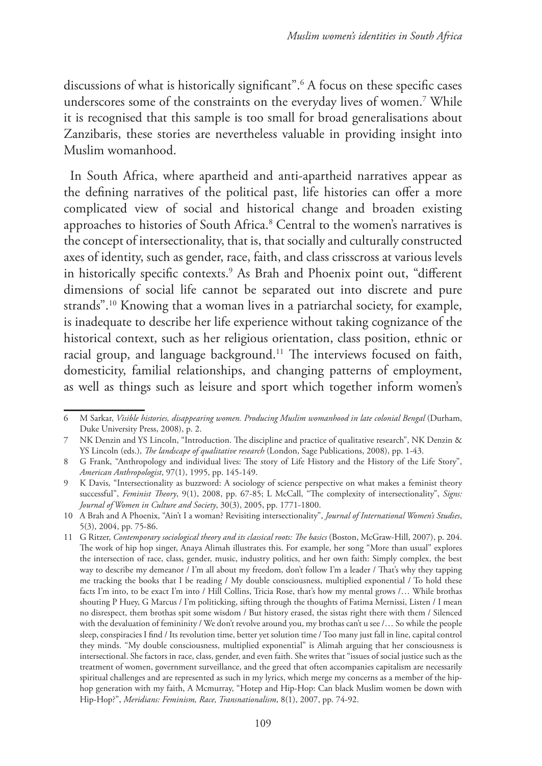discussions of what is historically significant".[6] A focus on these specific cases underscores some of the constraints on the everyday lives of women.[7] While it is recognised that this sample is too small for broad generalisations about Zanzibaris, these stories are nevertheless valuable in providing insight into Muslim womanhood.

In South Africa, where apartheid and anti-apartheid narratives appear as the defining narratives of the political past, life histories can offer a more complicated view of social and historical change and broaden existing approaches to histories of South Africa.[8] Central to the women's narratives is the concept of intersectionality, that is, that socially and culturally constructed axes of identity, such as gender, race, faith, and class crisscross at various levels in historically specific contexts.[9] As Brah and Phoenix point out, "different dimensions of social life cannot be separated out into discrete and pure strands".[10] Knowing that a woman lives in a patriarchal society, for example, is inadequate to describe her life experience without taking cognizance of the historical context, such as her religious orientation, class position, ethnic or racial group, and language background.[11] The interviews focused on faith, domesticity, familial relationships, and changing patterns of employment, as well as things such as leisure and sport which together inform women's

---

6 M Sarkar, *Visible histories, disappearing women. Producing Muslim womanhood in late colonial Bengal* (Durham, Duke University Press, 2008), p. 2.

7 NK Denzin and YS Lincoln, "Introduction. The discipline and practice of qualitative research", NK Denzin & YS Lincoln (eds.), *The landscape of qualitative research* (London, Sage Publications, 2008), pp. 1-43.

8 G Frank, "Anthropology and individual lives: The story of Life History and the History of the Life Story", *American Anthropologist*, 97(1), 1995, pp. 145-149.

9 K Davis, "Intersectionality as buzzword: A sociology of science perspective on what makes a feminist theory successful", *Feminist Theory*, 9(1), 2008, pp. 67-85; L McCall, "The complexity of intersectionality", *Signs: Journal of Women in Culture and Society*, 30(3), 2005, pp. 1771-1800.

10 A Brah and A Phoenix, "Ain't I a woman? Revisiting intersectionality", *Journal of International Women's Studies*, 5(3), 2004, pp. 75-86.

11 G Ritzer, *Contemporary sociological theory and its classical roots: The basics* (Boston, McGraw-Hill, 2007), p. 204. The work of hip hop singer, Anaya Alimah illustrates this. For example, her song "More than usual" explores the intersection of race, class, gender, music, industry politics, and her own faith: Simply complex, the best way to describe my demeanor / I'm all about my freedom, don't follow I'm a leader / That's why they tapping me tracking the books that I be reading / My double consciousness, multiplied exponential / To hold these facts I'm into, to be exact I'm into / Hill Collins, Tricia Rose, that's how my mental grows /… While brothas shouting P Huey, G Marcus / I'm politicking, sifting through the thoughts of Fatima Mernissi, Listen / I mean no disrespect, them brothas spit some wisdom / But history erased, the sistas right there with them / Silenced with the devaluation of femininity / We don't revolve around you, my brothas can't u see /… So while the people sleep, conspiracies I find / Its revolution time, better yet solution time / Too many just fall in line, capital control they minds. "My double consciousness, multiplied exponential" is Alimah arguing that her consciousness is intersectional. She factors in race, class, gender, and even faith. She writes that "issues of social justice such as the treatment of women, government surveillance, and the greed that often accompanies capitalism are necessarily spiritual challenges and are represented as such in my lyrics, which merge my concerns as a member of the hip-hop generation with my faith, A Mcmurray, "Hotep and Hip-Hop: Can black Muslim women be down with Hip-Hop?", *Meridians: Feminism, Race, Transnationalism*, 8(1), 2007, pp. 74-92.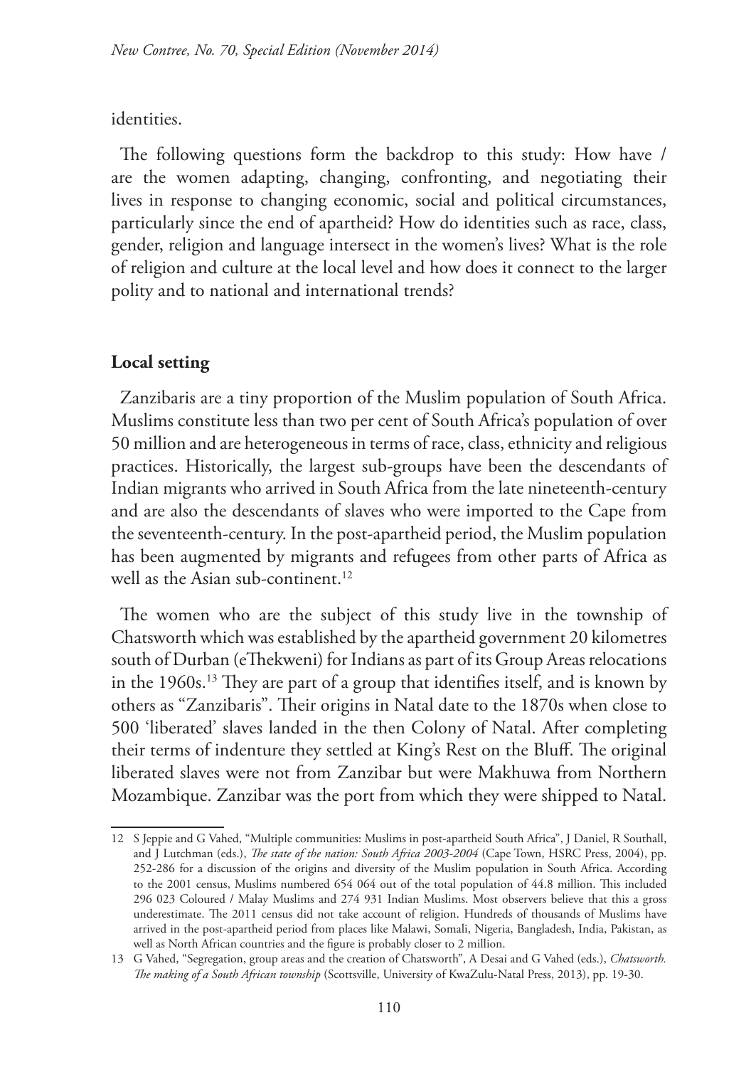identities.

The following questions form the backdrop to this study: How have / are the women adapting, changing, confronting, and negotiating their lives in response to changing economic, social and political circumstances, particularly since the end of apartheid? How do identities such as race, class, gender, religion and language intersect in the women's lives? What is the role of religion and culture at the local level and how does it connect to the larger polity and to national and international trends?

## Local setting

Zanzibaris are a tiny proportion of the Muslim population of South Africa. Muslims constitute less than two per cent of South Africa's population of over 50 million and are heterogeneous in terms of race, class, ethnicity and religious practices. Historically, the largest sub-groups have been the descendants of Indian migrants who arrived in South Africa from the late nineteenth-century and are also the descendants of slaves who were imported to the Cape from the seventeenth-century. In the post-apartheid period, the Muslim population has been augmented by migrants and refugees from other parts of Africa as well as the Asian sub-continent.[12]

The women who are the subject of this study live in the township of Chatsworth which was established by the apartheid government 20 kilometres south of Durban (eThekweni) for Indians as part of its Group Areas relocations in the 1960s.[13] They are part of a group that identifies itself, and is known by others as "Zanzibaris". Their origins in Natal date to the 1870s when close to 500 'liberated' slaves landed in the then Colony of Natal. After completing their terms of indenture they settled at King's Rest on the Bluff. The original liberated slaves were not from Zanzibar but were Makhuwa from Northern Mozambique. Zanzibar was the port from which they were shipped to Natal.

---

12 S Jeppie and G Vahed, "Multiple communities: Muslims in post-apartheid South Africa", J Daniel, R Southall, and J Lutchman (eds.), *The state of the nation: South Africa 2003-2004* (Cape Town, HSRC Press, 2004), pp. 252-286 for a discussion of the origins and diversity of the Muslim population in South Africa. According to the 2001 census, Muslims numbered 654 064 out of the total population of 44.8 million. This included 296 023 Coloured / Malay Muslims and 274 931 Indian Muslims. Most observers believe that this a gross underestimate. The 2011 census did not take account of religion. Hundreds of thousands of Muslims have arrived in the post-apartheid period from places like Malawi, Somali, Nigeria, Bangladesh, India, Pakistan, as well as North African countries and the figure is probably closer to 2 million.

13 G Vahed, "Segregation, group areas and the creation of Chatsworth", A Desai and G Vahed (eds.), *Chatsworth. The making of a South African township* (Scottsville, University of KwaZulu-Natal Press, 2013), pp. 19-30.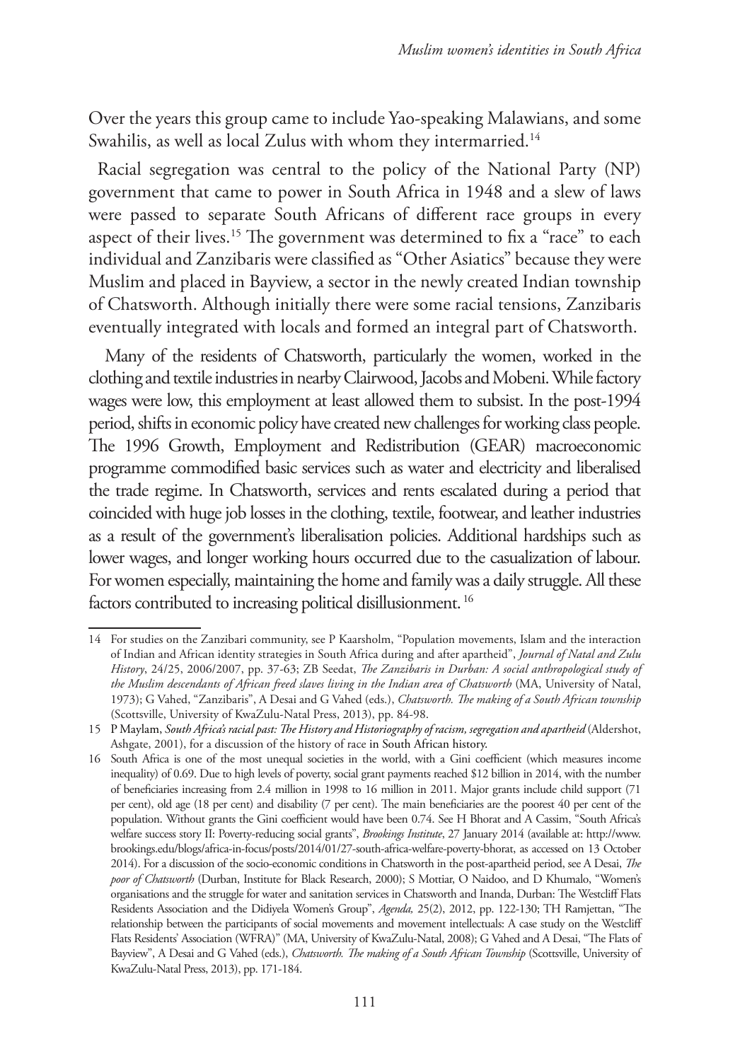Over the years this group came to include Yao-speaking Malawians, and some Swahilis, as well as local Zulus with whom they intermarried.[14]

Racial segregation was central to the policy of the National Party (NP) government that came to power in South Africa in 1948 and a slew of laws were passed to separate South Africans of different race groups in every aspect of their lives.[15] The government was determined to fix a "race" to each individual and Zanzibaris were classified as "Other Asiatics" because they were Muslim and placed in Bayview, a sector in the newly created Indian township of Chatsworth. Although initially there were some racial tensions, Zanzibaris eventually integrated with locals and formed an integral part of Chatsworth.

Many of the residents of Chatsworth, particularly the women, worked in the clothing and textile industries in nearby Clairwood, Jacobs and Mobeni. While factory wages were low, this employment at least allowed them to subsist. In the post-1994 period, shifts in economic policy have created new challenges for working class people. The 1996 Growth, Employment and Redistribution (GEAR) macroeconomic programme commodified basic services such as water and electricity and liberalised the trade regime. In Chatsworth, services and rents escalated during a period that coincided with huge job losses in the clothing, textile, footwear, and leather industries as a result of the government's liberalisation policies. Additional hardships such as lower wages, and longer working hours occurred due to the casualization of labour. For women especially, maintaining the home and family was a daily struggle. All these factors contributed to increasing political disillusionment.[16]

---

14 For studies on the Zanzibari community, see P Kaarsholm, "Population movements, Islam and the interaction of Indian and African identity strategies in South Africa during and after apartheid", *Journal of Natal and Zulu History*, 24/25, 2006/2007, pp. 37-63; ZB Seedat, *The Zanzibaris in Durban: A social anthropological study of the Muslim descendants of African freed slaves living in the Indian area of Chatsworth* (MA, University of Natal, 1973); G Vahed, "Zanzibaris", A Desai and G Vahed (eds.), *Chatsworth. The making of a South African township* (Scottsville, University of KwaZulu-Natal Press, 2013), pp. 84-98.

15 P Maylam, *South Africa's racial past: The History and Historiography of racism, segregation and apartheid* (Aldershot, Ashgate, 2001), for a discussion of the history of race in South African history.

16 South Africa is one of the most unequal societies in the world, with a Gini coefficient (which measures income inequality) of 0.69. Due to high levels of poverty, social grant payments reached $12 billion in 2014, with the number of beneficiaries increasing from 2.4 million in 1998 to 16 million in 2011. Major grants include child support (71 per cent), old age (18 per cent) and disability (7 per cent). The main beneficiaries are the poorest 40 per cent of the population. Without grants the Gini coefficient would have been 0.74. See H Bhorat and A Cassim, "South Africa's welfare success story II: Poverty-reducing social grants", *Brookings Institute*, 27 January 2014 (available at: http://www.brookings.edu/blogs/africa-in-focus/posts/2014/01/27-south-africa-welfare-poverty-bhorat, as accessed on 13 October 2014). For a discussion of the socio-economic conditions in Chatsworth in the post-apartheid period, see A Desai, *The poor of Chatsworth* (Durban, Institute for Black Research, 2000); S Mottiar, O Naidoo, and D Khumalo, "Women's organisations and the struggle for water and sanitation services in Chatsworth and Inanda, Durban: The Westcliff Flats Residents Association and the Didiyela Women's Group", *Agenda,* 25(2), 2012, pp. 122-130; TH Ramjettan, "The relationship between the participants of social movements and movement intellectuals: A case study on the Westcliff Flats Residents' Association (WFRA)" (MA, University of KwaZulu-Natal, 2008); G Vahed and A Desai, "The Flats of Bayview", A Desai and G Vahed (eds.), *Chatsworth. The making of a South African Township* (Scottsville, University of KwaZulu-Natal Press, 2013), pp. 171-184.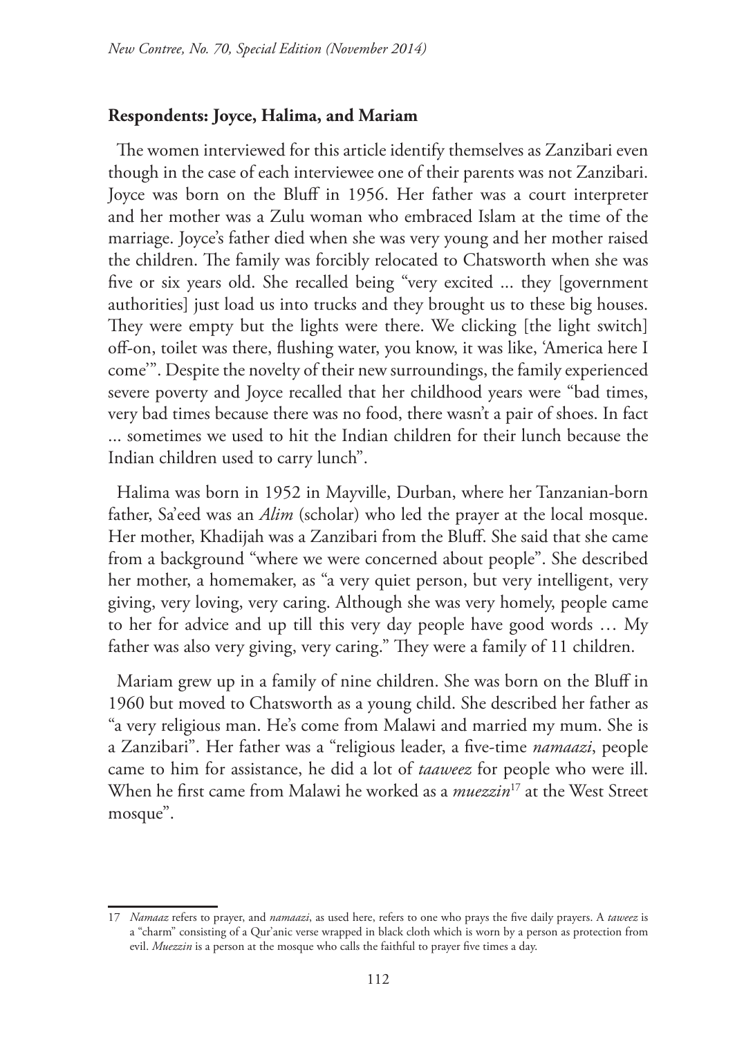**Respondents: Joyce, Halima, and Mariam**

The women interviewed for this article identify themselves as Zanzibari even though in the case of each interviewee one of their parents was not Zanzibari. Joyce was born on the Bluff in 1956. Her father was a court interpreter and her mother was a Zulu woman who embraced Islam at the time of the marriage. Joyce's father died when she was very young and her mother raised the children. The family was forcibly relocated to Chatsworth when she was five or six years old. She recalled being "very excited ... they [government authorities] just load us into trucks and they brought us to these big houses. They were empty but the lights were there. We clicking [the light switch] off-on, toilet was there, flushing water, you know, it was like, 'America here I come'". Despite the novelty of their new surroundings, the family experienced severe poverty and Joyce recalled that her childhood years were "bad times, very bad times because there was no food, there wasn't a pair of shoes. In fact ... sometimes we used to hit the Indian children for their lunch because the Indian children used to carry lunch".

Halima was born in 1952 in Mayville, Durban, where her Tanzanian-born father, Sa'eed was an *Alim* (scholar) who led the prayer at the local mosque. Her mother, Khadijah was a Zanzibari from the Bluff. She said that she came from a background "where we were concerned about people". She described her mother, a homemaker, as "a very quiet person, but very intelligent, very giving, very loving, very caring. Although she was very homely, people came to her for advice and up till this very day people have good words … My father was also very giving, very caring." They were a family of 11 children.

Mariam grew up in a family of nine children. She was born on the Bluff in 1960 but moved to Chatsworth as a young child. She described her father as "a very religious man. He's come from Malawi and married my mum. She is a Zanzibari". Her father was a "religious leader, a five-time *namaazi*, people came to him for assistance, he did a lot of *taaweez* for people who were ill. When he first came from Malawi he worked as a *muezzin*[17] at the West Street mosque".

---

17 *Namaaz* refers to prayer, and *namaazi*, as used here, refers to one who prays the five daily prayers. A *taweez* is a "charm" consisting of a Qur'anic verse wrapped in black cloth which is worn by a person as protection from evil. *Muezzin* is a person at the mosque who calls the faithful to prayer five times a day.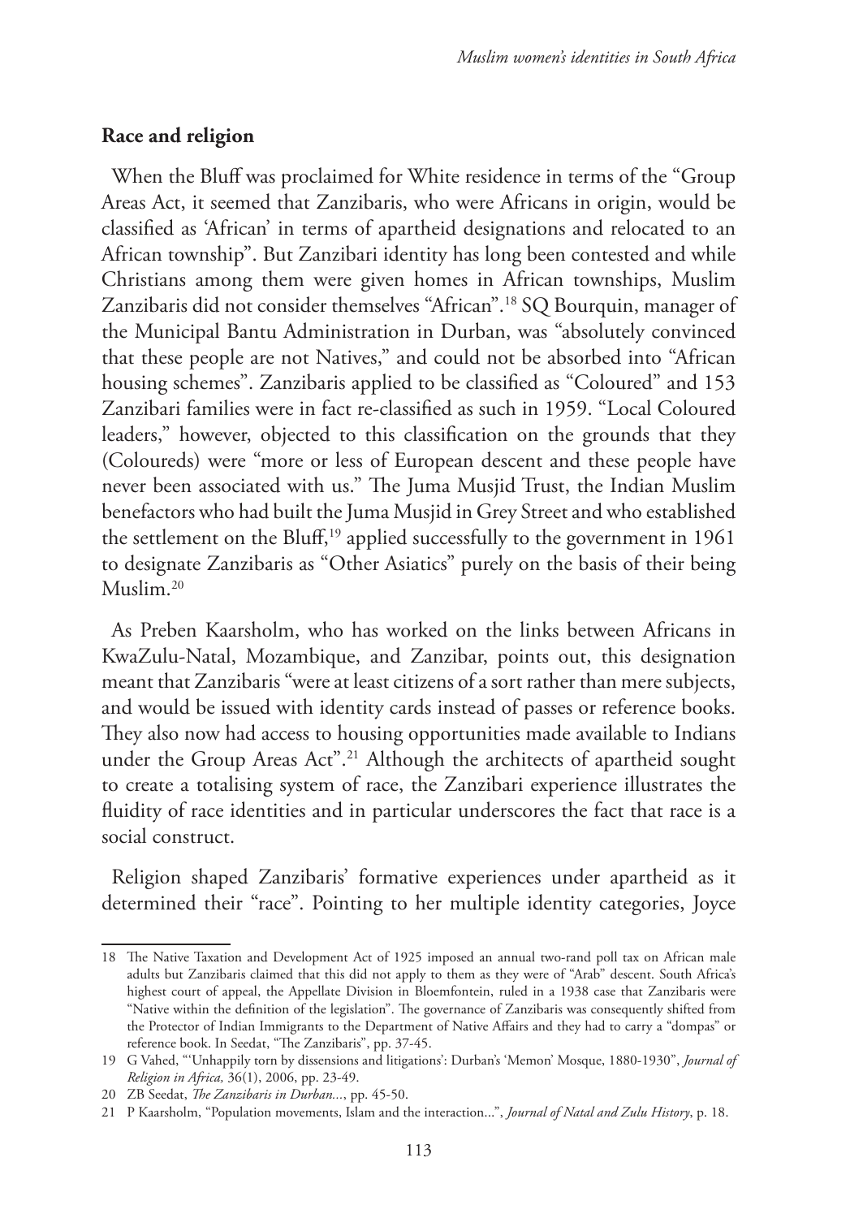## Race and religion

When the Bluff was proclaimed for White residence in terms of the "Group Areas Act, it seemed that Zanzibaris, who were Africans in origin, would be classified as 'African' in terms of apartheid designations and relocated to an African township". But Zanzibari identity has long been contested and while Christians among them were given homes in African townships, Muslim Zanzibaris did not consider themselves "African".[18] SQ Bourquin, manager of the Municipal Bantu Administration in Durban, was "absolutely convinced that these people are not Natives," and could not be absorbed into "African housing schemes". Zanzibaris applied to be classified as "Coloured" and 153 Zanzibari families were in fact re-classified as such in 1959. "Local Coloured leaders," however, objected to this classification on the grounds that they (Coloureds) were "more or less of European descent and these people have never been associated with us." The Juma Musjid Trust, the Indian Muslim benefactors who had built the Juma Musjid in Grey Street and who established the settlement on the Bluff,[19] applied successfully to the government in 1961 to designate Zanzibaris as "Other Asiatics" purely on the basis of their being Muslim.[20]

As Preben Kaarsholm, who has worked on the links between Africans in KwaZulu-Natal, Mozambique, and Zanzibar, points out, this designation meant that Zanzibaris "were at least citizens of a sort rather than mere subjects, and would be issued with identity cards instead of passes or reference books. They also now had access to housing opportunities made available to Indians under the Group Areas Act".[21] Although the architects of apartheid sought to create a totalising system of race, the Zanzibari experience illustrates the fluidity of race identities and in particular underscores the fact that race is a social construct.

Religion shaped Zanzibaris' formative experiences under apartheid as it determined their "race". Pointing to her multiple identity categories, Joyce

---

18 The Native Taxation and Development Act of 1925 imposed an annual two-rand poll tax on African male adults but Zanzibaris claimed that this did not apply to them as they were of "Arab" descent. South Africa's highest court of appeal, the Appellate Division in Bloemfontein, ruled in a 1938 case that Zanzibaris were "Native within the definition of the legislation". The governance of Zanzibaris was consequently shifted from the Protector of Indian Immigrants to the Department of Native Affairs and they had to carry a "dompas" or reference book. In Seedat, "The Zanzibaris", pp. 37-45.

19 G Vahed, "'Unhappily torn by dissensions and litigations': Durban's 'Memon' Mosque, 1880-1930", *Journal of Religion in Africa,* 36(1), 2006, pp. 23-49.

20 ZB Seedat, *The Zanzibaris in Durban...*, pp. 45-50.

21 P Kaarsholm, "Population movements, Islam and the interaction...", *Journal of Natal and Zulu History*, p. 18.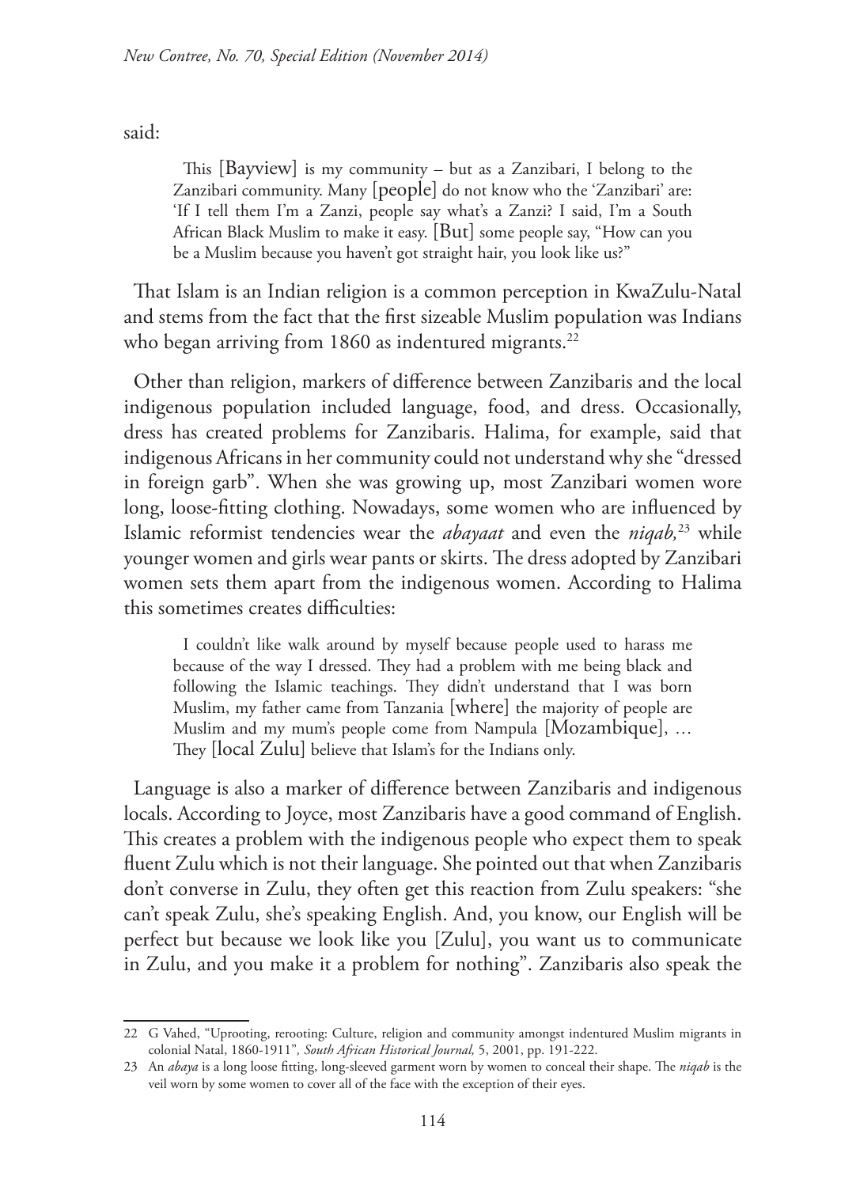said:

> This [Bayview] is my community – but as a Zanzibari, I belong to the Zanzibari community. Many [people] do not know who the 'Zanzibari' are: 'If I tell them I'm a Zanzi, people say what's a Zanzi? I said, I'm a South African Black Muslim to make it easy. [But] some people say, "How can you be a Muslim because you haven't got straight hair, you look like us?"

That Islam is an Indian religion is a common perception in KwaZulu-Natal and stems from the fact that the first sizeable Muslim population was Indians who began arriving from 1860 as indentured migrants.[22]

Other than religion, markers of difference between Zanzibaris and the local indigenous population included language, food, and dress. Occasionally, dress has created problems for Zanzibaris. Halima, for example, said that indigenous Africans in her community could not understand why she "dressed in foreign garb". When she was growing up, most Zanzibari women wore long, loose-fitting clothing. Nowadays, some women who are influenced by Islamic reformist tendencies wear the *abayaat* and even the *niqab,*[23] while younger women and girls wear pants or skirts. The dress adopted by Zanzibari women sets them apart from the indigenous women. According to Halima this sometimes creates difficulties:

> I couldn't like walk around by myself because people used to harass me because of the way I dressed. They had a problem with me being black and following the Islamic teachings. They didn't understand that I was born Muslim, my father came from Tanzania [where] the majority of people are Muslim and my mum's people come from Nampula [Mozambique], … They [local Zulu] believe that Islam's for the Indians only.

Language is also a marker of difference between Zanzibaris and indigenous locals. According to Joyce, most Zanzibaris have a good command of English. This creates a problem with the indigenous people who expect them to speak fluent Zulu which is not their language. She pointed out that when Zanzibaris don't converse in Zulu, they often get this reaction from Zulu speakers: "she can't speak Zulu, she's speaking English. And, you know, our English will be perfect but because we look like you [Zulu], you want us to communicate in Zulu, and you make it a problem for nothing". Zanzibaris also speak the

---

22 G Vahed, "Uprooting, rerooting: Culture, religion and community amongst indentured Muslim migrants in colonial Natal, 1860-1911", *South African Historical Journal,* 5, 2001, pp. 191-222.

23 An *abaya* is a long loose fitting, long-sleeved garment worn by women to conceal their shape. The *niqab* is the veil worn by some women to cover all of the face with the exception of their eyes.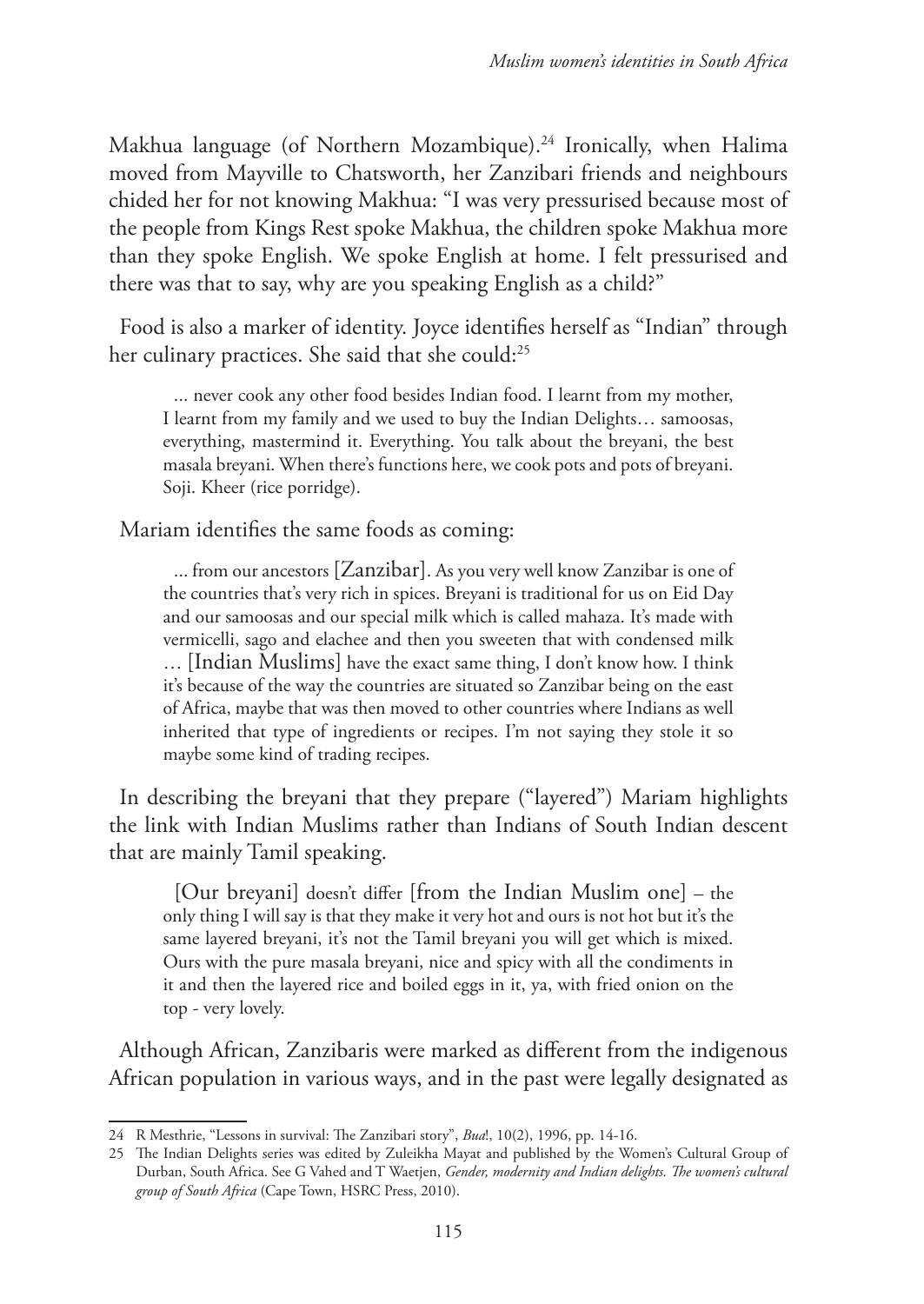Makhua language (of Northern Mozambique).[24] Ironically, when Halima moved from Mayville to Chatsworth, her Zanzibari friends and neighbours chided her for not knowing Makhua: "I was very pressurised because most of the people from Kings Rest spoke Makhua, the children spoke Makhua more than they spoke English. We spoke English at home. I felt pressurised and there was that to say, why are you speaking English as a child?"

Food is also a marker of identity. Joyce identifies herself as "Indian" through her culinary practices. She said that she could:[25]

> ... never cook any other food besides Indian food. I learnt from my mother, I learnt from my family and we used to buy the Indian Delights… samoosas, everything, mastermind it. Everything. You talk about the breyani, the best masala breyani. When there's functions here, we cook pots and pots of breyani. Soji. Kheer (rice porridge).

Mariam identifies the same foods as coming:

> ... from our ancestors [Zanzibar]. As you very well know Zanzibar is one of the countries that's very rich in spices. Breyani is traditional for us on Eid Day and our samoosas and our special milk which is called mahaza. It's made with vermicelli, sago and elachee and then you sweeten that with condensed milk … [Indian Muslims] have the exact same thing, I don't know how. I think it's because of the way the countries are situated so Zanzibar being on the east of Africa, maybe that was then moved to other countries where Indians as well inherited that type of ingredients or recipes. I'm not saying they stole it so maybe some kind of trading recipes.

In describing the breyani that they prepare ("layered") Mariam highlights the link with Indian Muslims rather than Indians of South Indian descent that are mainly Tamil speaking.

> [Our breyani] doesn't differ [from the Indian Muslim one] – the only thing I will say is that they make it very hot and ours is not hot but it's the same layered breyani, it's not the Tamil breyani you will get which is mixed. Ours with the pure masala breyani, nice and spicy with all the condiments in it and then the layered rice and boiled eggs in it, ya, with fried onion on the top - very lovely.

Although African, Zanzibaris were marked as different from the indigenous African population in various ways, and in the past were legally designated as

---

24 R Mesthrie, "Lessons in survival: The Zanzibari story", *Bua*!, 10(2), 1996, pp. 14-16.

25 The Indian Delights series was edited by Zuleikha Mayat and published by the Women's Cultural Group of Durban, South Africa. See G Vahed and T Waetjen, *Gender, modernity and Indian delights. The women's cultural group of South Africa* (Cape Town, HSRC Press, 2010).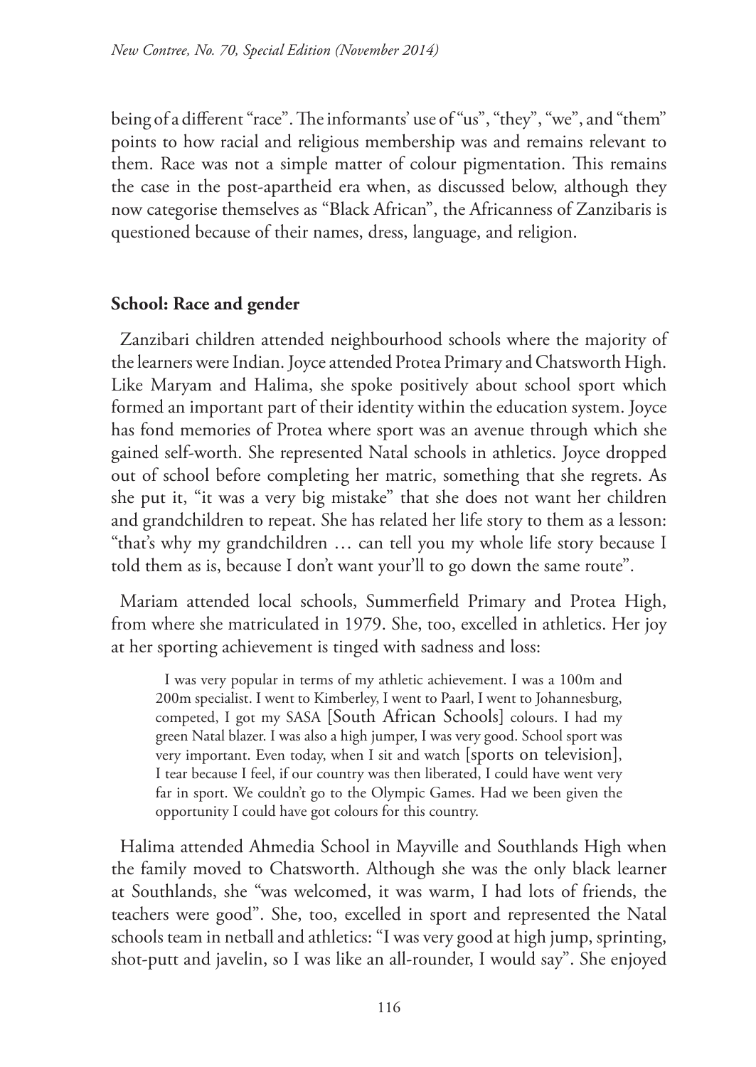being of a different "race". The informants' use of "us", "they", "we", and "them" points to how racial and religious membership was and remains relevant to them. Race was not a simple matter of colour pigmentation. This remains the case in the post-apartheid era when, as discussed below, although they now categorise themselves as "Black African", the Africanness of Zanzibaris is questioned because of their names, dress, language, and religion.

## School: Race and gender

Zanzibari children attended neighbourhood schools where the majority of the learners were Indian. Joyce attended Protea Primary and Chatsworth High. Like Maryam and Halima, she spoke positively about school sport which formed an important part of their identity within the education system. Joyce has fond memories of Protea where sport was an avenue through which she gained self-worth. She represented Natal schools in athletics. Joyce dropped out of school before completing her matric, something that she regrets. As she put it, "it was a very big mistake" that she does not want her children and grandchildren to repeat. She has related her life story to them as a lesson: "that's why my grandchildren … can tell you my whole life story because I told them as is, because I don't want your'll to go down the same route".

Mariam attended local schools, Summerfield Primary and Protea High, from where she matriculated in 1979. She, too, excelled in athletics. Her joy at her sporting achievement is tinged with sadness and loss:

> I was very popular in terms of my athletic achievement. I was a 100m and 200m specialist. I went to Kimberley, I went to Paarl, I went to Johannesburg, competed, I got my SASA [South African Schools] colours. I had my green Natal blazer. I was also a high jumper, I was very good. School sport was very important. Even today, when I sit and watch [sports on television], I tear because I feel, if our country was then liberated, I could have went very far in sport. We couldn't go to the Olympic Games. Had we been given the opportunity I could have got colours for this country.

Halima attended Ahmedia School in Mayville and Southlands High when the family moved to Chatsworth. Although she was the only black learner at Southlands, she "was welcomed, it was warm, I had lots of friends, the teachers were good". She, too, excelled in sport and represented the Natal schools team in netball and athletics: "I was very good at high jump, sprinting, shot-putt and javelin, so I was like an all-rounder, I would say". She enjoyed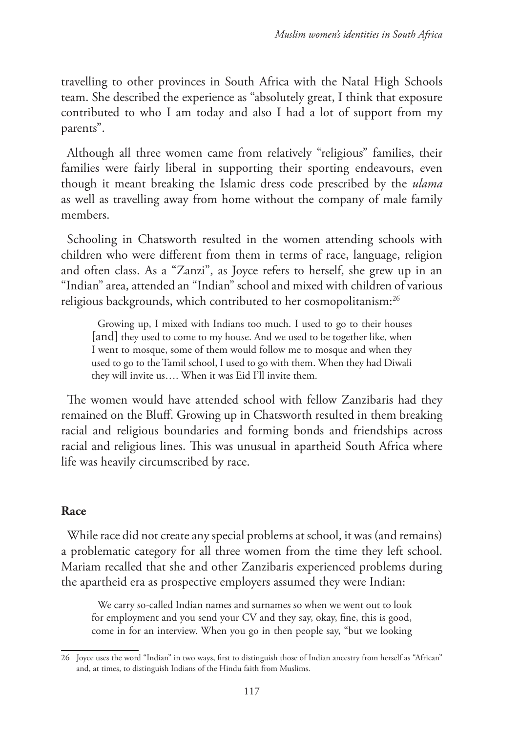travelling to other provinces in South Africa with the Natal High Schools team. She described the experience as "absolutely great, I think that exposure contributed to who I am today and also I had a lot of support from my parents".

Although all three women came from relatively "religious" families, their families were fairly liberal in supporting their sporting endeavours, even though it meant breaking the Islamic dress code prescribed by the *ulama* as well as travelling away from home without the company of male family members.

Schooling in Chatsworth resulted in the women attending schools with children who were different from them in terms of race, language, religion and often class. As a "Zanzi", as Joyce refers to herself, she grew up in an "Indian" area, attended an "Indian" school and mixed with children of various religious backgrounds, which contributed to her cosmopolitanism:[26]

> Growing up, I mixed with Indians too much. I used to go to their houses [and] they used to come to my house. And we used to be together like, when I went to mosque, some of them would follow me to mosque and when they used to go to the Tamil school, I used to go with them. When they had Diwali they will invite us…. When it was Eid I'll invite them.

The women would have attended school with fellow Zanzibaris had they remained on the Bluff. Growing up in Chatsworth resulted in them breaking racial and religious boundaries and forming bonds and friendships across racial and religious lines. This was unusual in apartheid South Africa where life was heavily circumscribed by race.

## Race

While race did not create any special problems at school, it was (and remains) a problematic category for all three women from the time they left school. Mariam recalled that she and other Zanzibaris experienced problems during the apartheid era as prospective employers assumed they were Indian:

> We carry so-called Indian names and surnames so when we went out to look for employment and you send your CV and they say, okay, fine, this is good, come in for an interview. When you go in then people say, "but we looking

---

26 Joyce uses the word "Indian" in two ways, first to distinguish those of Indian ancestry from herself as "African" and, at times, to distinguish Indians of the Hindu faith from Muslims.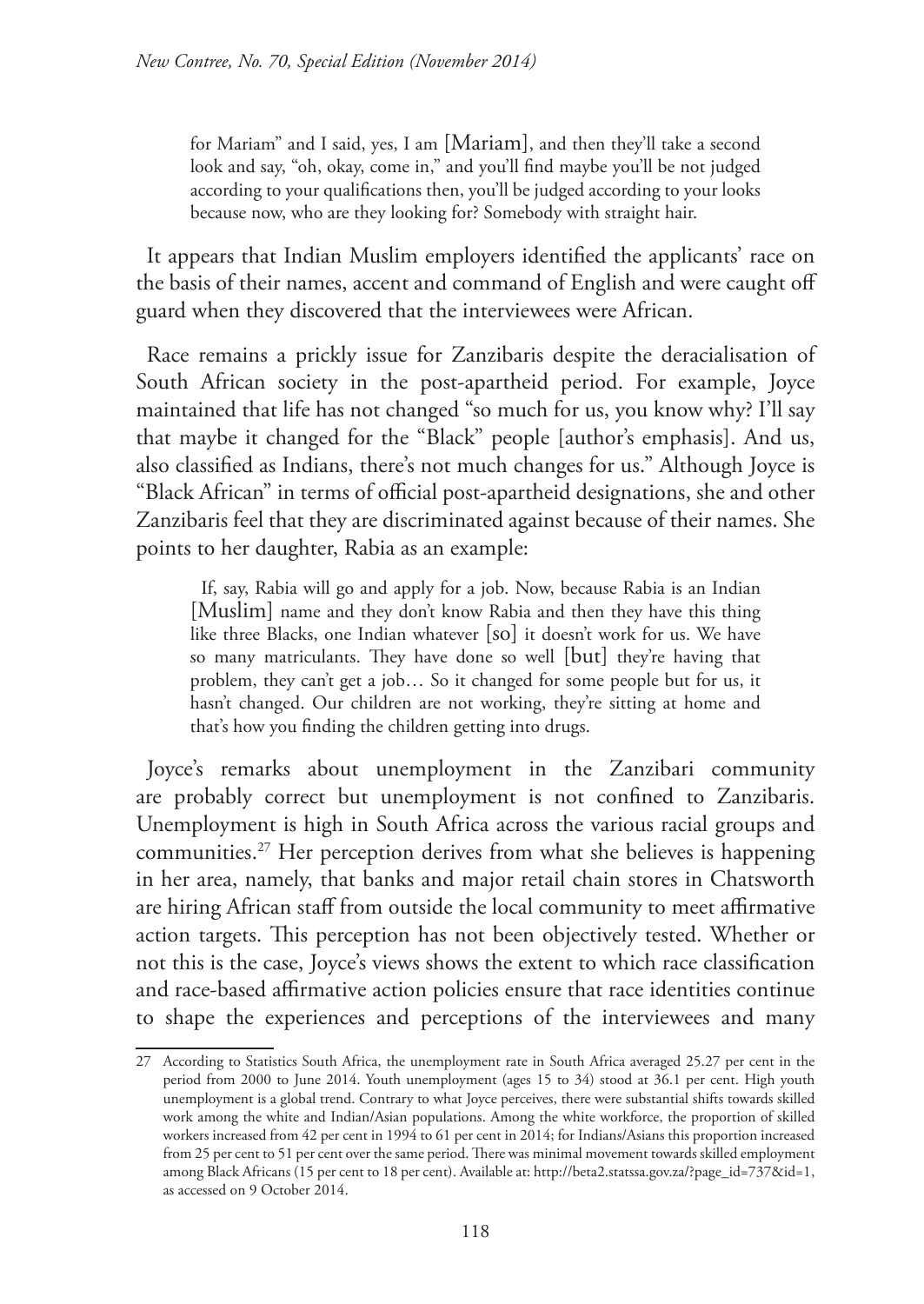> for Mariam" and I said, yes, I am [Mariam], and then they'll take a second look and say, "oh, okay, come in," and you'll find maybe you'll be not judged according to your qualifications then, you'll be judged according to your looks because now, who are they looking for? Somebody with straight hair.

It appears that Indian Muslim employers identified the applicants' race on the basis of their names, accent and command of English and were caught off guard when they discovered that the interviewees were African.

Race remains a prickly issue for Zanzibaris despite the deracialisation of South African society in the post-apartheid period. For example, Joyce maintained that life has not changed "so much for us, you know why? I'll say that maybe it changed for the "Black" people [author's emphasis]. And us, also classified as Indians, there's not much changes for us." Although Joyce is "Black African" in terms of official post-apartheid designations, she and other Zanzibaris feel that they are discriminated against because of their names. She points to her daughter, Rabia as an example:

> If, say, Rabia will go and apply for a job. Now, because Rabia is an Indian [Muslim] name and they don't know Rabia and then they have this thing like three Blacks, one Indian whatever [so] it doesn't work for us. We have so many matriculants. They have done so well [but] they're having that problem, they can't get a job… So it changed for some people but for us, it hasn't changed. Our children are not working, they're sitting at home and that's how you finding the children getting into drugs.

Joyce's remarks about unemployment in the Zanzibari community are probably correct but unemployment is not confined to Zanzibaris. Unemployment is high in South Africa across the various racial groups and communities.[27] Her perception derives from what she believes is happening in her area, namely, that banks and major retail chain stores in Chatsworth are hiring African staff from outside the local community to meet affirmative action targets. This perception has not been objectively tested. Whether or not this is the case, Joyce's views shows the extent to which race classification and race-based affirmative action policies ensure that race identities continue to shape the experiences and perceptions of the interviewees and many

---

27 According to Statistics South Africa, the unemployment rate in South Africa averaged 25.27 per cent in the period from 2000 to June 2014. Youth unemployment (ages 15 to 34) stood at 36.1 per cent. High youth unemployment is a global trend. Contrary to what Joyce perceives, there were substantial shifts towards skilled work among the white and Indian/Asian populations. Among the white workforce, the proportion of skilled workers increased from 42 per cent in 1994 to 61 per cent in 2014; for Indians/Asians this proportion increased from 25 per cent to 51 per cent over the same period. There was minimal movement towards skilled employment among Black Africans (15 per cent to 18 per cent). Available at: http://beta2.statssa.gov.za/?page_id=737&id=1, as accessed on 9 October 2014.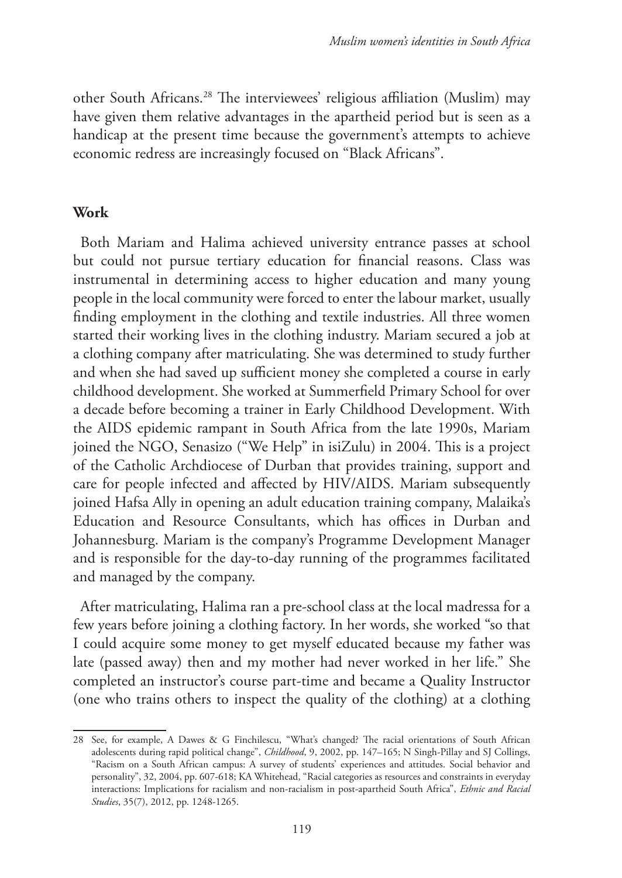other South Africans.[28] The interviewees' religious affiliation (Muslim) may have given them relative advantages in the apartheid period but is seen as a handicap at the present time because the government's attempts to achieve economic redress are increasingly focused on "Black Africans".

## Work

Both Mariam and Halima achieved university entrance passes at school but could not pursue tertiary education for financial reasons. Class was instrumental in determining access to higher education and many young people in the local community were forced to enter the labour market, usually finding employment in the clothing and textile industries. All three women started their working lives in the clothing industry. Mariam secured a job at a clothing company after matriculating. She was determined to study further and when she had saved up sufficient money she completed a course in early childhood development. She worked at Summerfield Primary School for over a decade before becoming a trainer in Early Childhood Development. With the AIDS epidemic rampant in South Africa from the late 1990s, Mariam joined the NGO, Senasizo ("We Help" in isiZulu) in 2004. This is a project of the Catholic Archdiocese of Durban that provides training, support and care for people infected and affected by HIV/AIDS. Mariam subsequently joined Hafsa Ally in opening an adult education training company, Malaika's Education and Resource Consultants, which has offices in Durban and Johannesburg. Mariam is the company's Programme Development Manager and is responsible for the day-to-day running of the programmes facilitated and managed by the company.

After matriculating, Halima ran a pre-school class at the local madressa for a few years before joining a clothing factory. In her words, she worked "so that I could acquire some money to get myself educated because my father was late (passed away) then and my mother had never worked in her life." She completed an instructor's course part-time and became a Quality Instructor (one who trains others to inspect the quality of the clothing) at a clothing

---

28 See, for example, A Dawes & G Finchilescu, "What's changed? The racial orientations of South African adolescents during rapid political change", *Childhood*, 9, 2002, pp. 147–165; N Singh-Pillay and SJ Collings, "Racism on a South African campus: A survey of students' experiences and attitudes. Social behavior and personality", 32, 2004, pp. 607-618; KA Whitehead, "Racial categories as resources and constraints in everyday interactions: Implications for racialism and non-racialism in post-apartheid South Africa", *Ethnic and Racial Studies*, 35(7), 2012, pp. 1248-1265.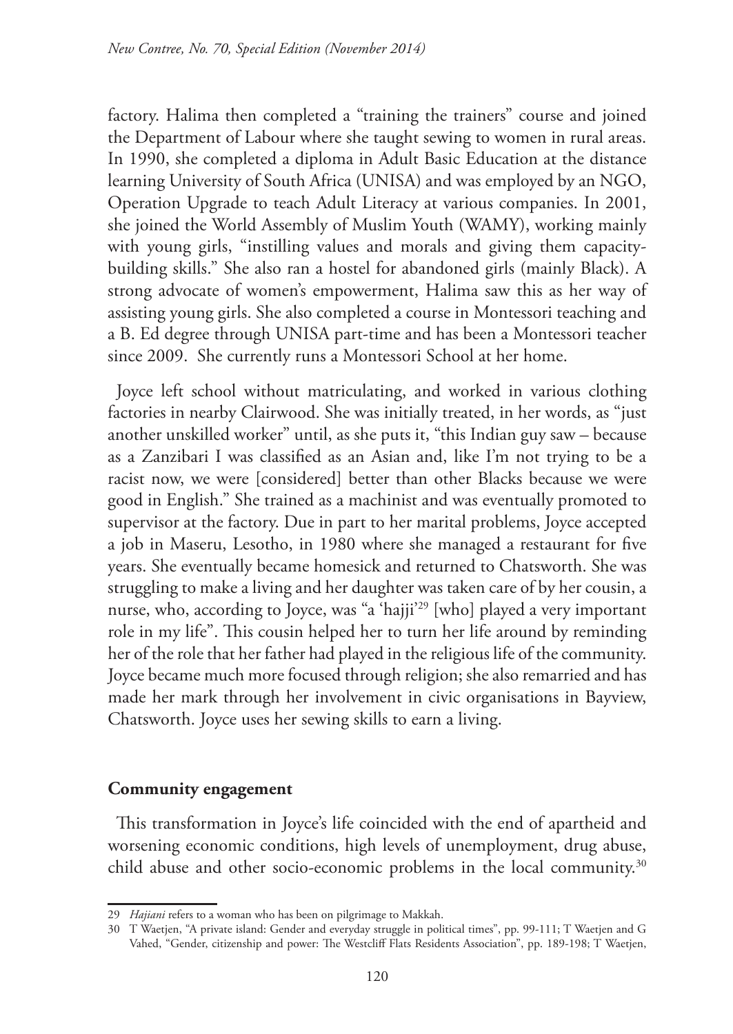factory. Halima then completed a "training the trainers" course and joined the Department of Labour where she taught sewing to women in rural areas. In 1990, she completed a diploma in Adult Basic Education at the distance learning University of South Africa (UNISA) and was employed by an NGO, Operation Upgrade to teach Adult Literacy at various companies. In 2001, she joined the World Assembly of Muslim Youth (WAMY), working mainly with young girls, "instilling values and morals and giving them capacity-building skills." She also ran a hostel for abandoned girls (mainly Black). A strong advocate of women's empowerment, Halima saw this as her way of assisting young girls. She also completed a course in Montessori teaching and a B. Ed degree through UNISA part-time and has been a Montessori teacher since 2009. She currently runs a Montessori School at her home.

Joyce left school without matriculating, and worked in various clothing factories in nearby Clairwood. She was initially treated, in her words, as "just another unskilled worker" until, as she puts it, "this Indian guy saw – because as a Zanzibari I was classified as an Asian and, like I'm not trying to be a racist now, we were [considered] better than other Blacks because we were good in English." She trained as a machinist and was eventually promoted to supervisor at the factory. Due in part to her marital problems, Joyce accepted a job in Maseru, Lesotho, in 1980 where she managed a restaurant for five years. She eventually became homesick and returned to Chatsworth. She was struggling to make a living and her daughter was taken care of by her cousin, a nurse, who, according to Joyce, was "a 'hajji'[29] [who] played a very important role in my life". This cousin helped her to turn her life around by reminding her of the role that her father had played in the religious life of the community. Joyce became much more focused through religion; she also remarried and has made her mark through her involvement in civic organisations in Bayview, Chatsworth. Joyce uses her sewing skills to earn a living.

## Community engagement

This transformation in Joyce's life coincided with the end of apartheid and worsening economic conditions, high levels of unemployment, drug abuse, child abuse and other socio-economic problems in the local community.[30]

---

29 *Hajiani* refers to a woman who has been on pilgrimage to Makkah.

30 T Waetjen, "A private island: Gender and everyday struggle in political times", pp. 99-111; T Waetjen and G Vahed, "Gender, citizenship and power: The Westcliff Flats Residents Association", pp. 189-198; T Waetjen,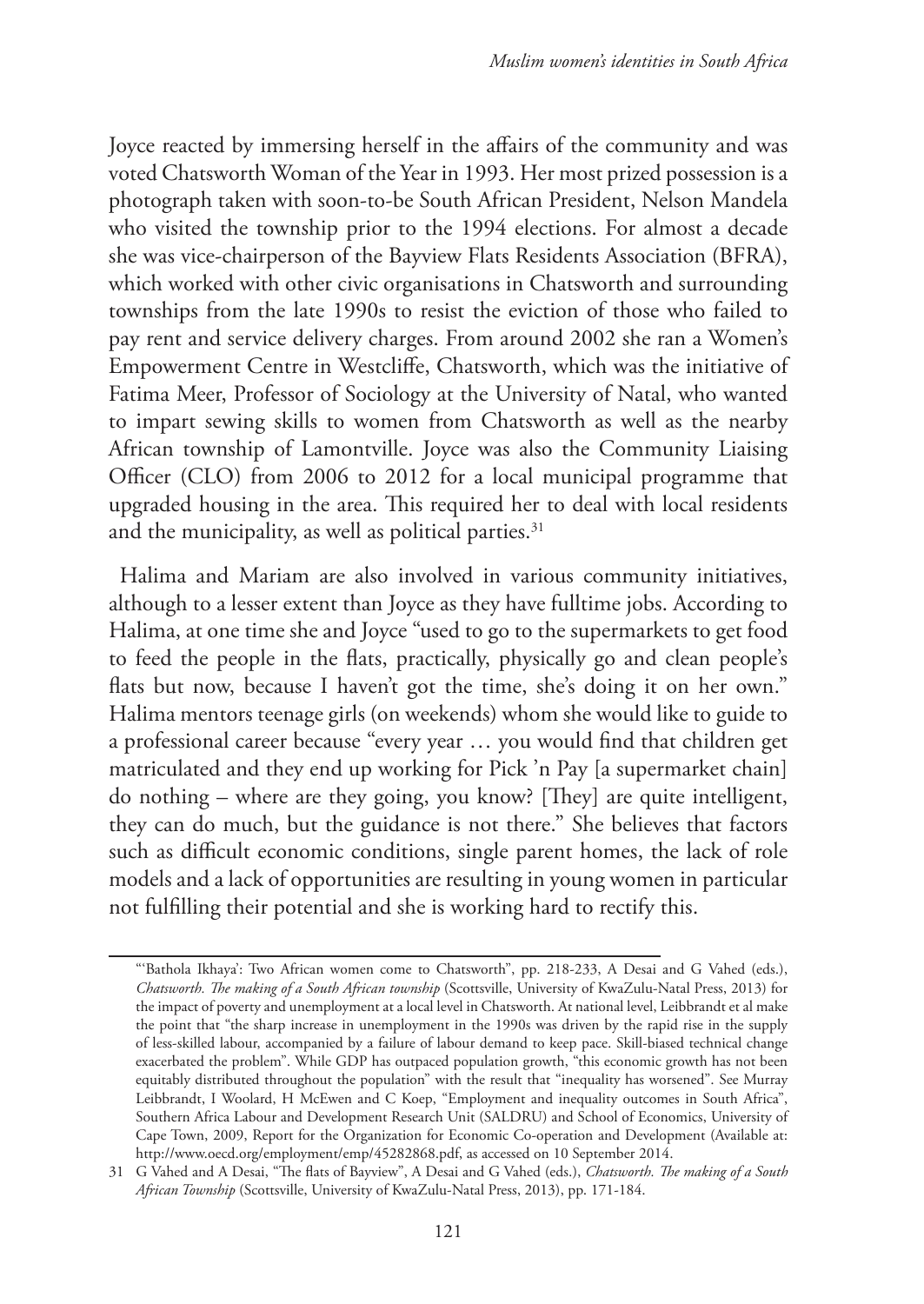Joyce reacted by immersing herself in the affairs of the community and was voted Chatsworth Woman of the Year in 1993. Her most prized possession is a photograph taken with soon-to-be South African President, Nelson Mandela who visited the township prior to the 1994 elections. For almost a decade she was vice-chairperson of the Bayview Flats Residents Association (BFRA), which worked with other civic organisations in Chatsworth and surrounding townships from the late 1990s to resist the eviction of those who failed to pay rent and service delivery charges. From around 2002 she ran a Women's Empowerment Centre in Westcliffe, Chatsworth, which was the initiative of Fatima Meer, Professor of Sociology at the University of Natal, who wanted to impart sewing skills to women from Chatsworth as well as the nearby African township of Lamontville. Joyce was also the Community Liaising Officer (CLO) from 2006 to 2012 for a local municipal programme that upgraded housing in the area. This required her to deal with local residents and the municipality, as well as political parties.[31]

Halima and Mariam are also involved in various community initiatives, although to a lesser extent than Joyce as they have fulltime jobs. According to Halima, at one time she and Joyce "used to go to the supermarkets to get food to feed the people in the flats, practically, physically go and clean people's flats but now, because I haven't got the time, she's doing it on her own." Halima mentors teenage girls (on weekends) whom she would like to guide to a professional career because "every year … you would find that children get matriculated and they end up working for Pick 'n Pay [a supermarket chain] do nothing – where are they going, you know? [They] are quite intelligent, they can do much, but the guidance is not there." She believes that factors such as difficult economic conditions, single parent homes, the lack of role models and a lack of opportunities are resulting in young women in particular not fulfilling their potential and she is working hard to rectify this.

---

"'Bathola Ikhaya': Two African women come to Chatsworth", pp. 218-233, A Desai and G Vahed (eds.), *Chatsworth. The making of a South African township* (Scottsville, University of KwaZulu-Natal Press, 2013) for the impact of poverty and unemployment at a local level in Chatsworth. At national level, Leibbrandt et al make the point that "the sharp increase in unemployment in the 1990s was driven by the rapid rise in the supply of less-skilled labour, accompanied by a failure of labour demand to keep pace. Skill-biased technical change exacerbated the problem". While GDP has outpaced population growth, "this economic growth has not been equitably distributed throughout the population" with the result that "inequality has worsened". See Murray Leibbrandt, I Woolard, H McEwen and C Koep, "Employment and inequality outcomes in South Africa", Southern Africa Labour and Development Research Unit (SALDRU) and School of Economics, University of Cape Town, 2009, Report for the Organization for Economic Co-operation and Development (Available at: http://www.oecd.org/employment/emp/45282868.pdf, as accessed on 10 September 2014.

31 G Vahed and A Desai, "The flats of Bayview", A Desai and G Vahed (eds.), *Chatsworth. The making of a South African Township* (Scottsville, University of KwaZulu-Natal Press, 2013), pp. 171-184.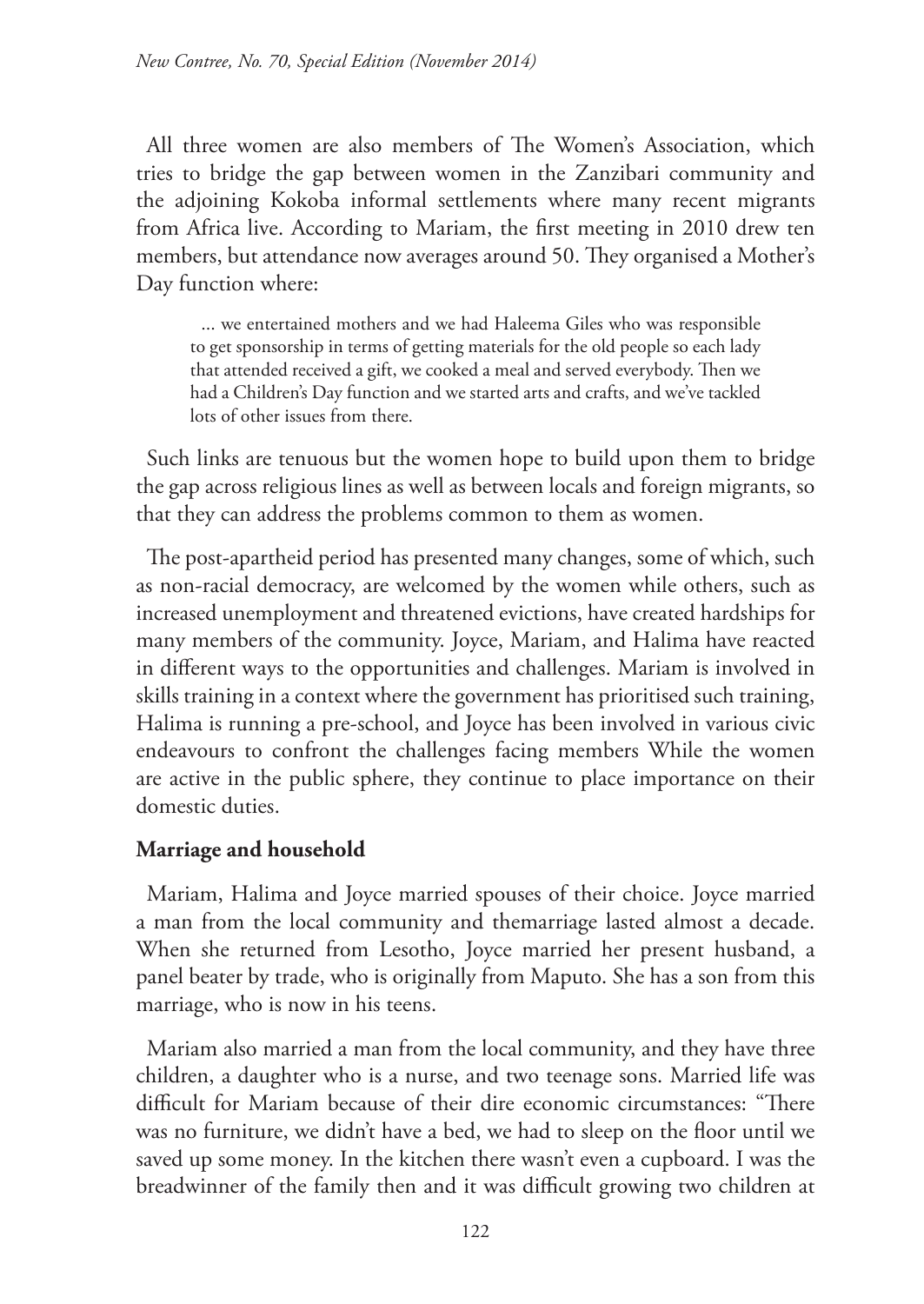All three women are also members of The Women's Association, which tries to bridge the gap between women in the Zanzibari community and the adjoining Kokoba informal settlements where many recent migrants from Africa live. According to Mariam, the first meeting in 2010 drew ten members, but attendance now averages around 50. They organised a Mother's Day function where:

> ... we entertained mothers and we had Haleema Giles who was responsible to get sponsorship in terms of getting materials for the old people so each lady that attended received a gift, we cooked a meal and served everybody. Then we had a Children's Day function and we started arts and crafts, and we've tackled lots of other issues from there.

Such links are tenuous but the women hope to build upon them to bridge the gap across religious lines as well as between locals and foreign migrants, so that they can address the problems common to them as women.

The post-apartheid period has presented many changes, some of which, such as non-racial democracy, are welcomed by the women while others, such as increased unemployment and threatened evictions, have created hardships for many members of the community. Joyce, Mariam, and Halima have reacted in different ways to the opportunities and challenges. Mariam is involved in skills training in a context where the government has prioritised such training, Halima is running a pre-school, and Joyce has been involved in various civic endeavours to confront the challenges facing members While the women are active in the public sphere, they continue to place importance on their domestic duties.

**Marriage and household**

Mariam, Halima and Joyce married spouses of their choice. Joyce married a man from the local community and themarriage lasted almost a decade. When she returned from Lesotho, Joyce married her present husband, a panel beater by trade, who is originally from Maputo. She has a son from this marriage, who is now in his teens.

Mariam also married a man from the local community, and they have three children, a daughter who is a nurse, and two teenage sons. Married life was difficult for Mariam because of their dire economic circumstances: "There was no furniture, we didn't have a bed, we had to sleep on the floor until we saved up some money. In the kitchen there wasn't even a cupboard. I was the breadwinner of the family then and it was difficult growing two children at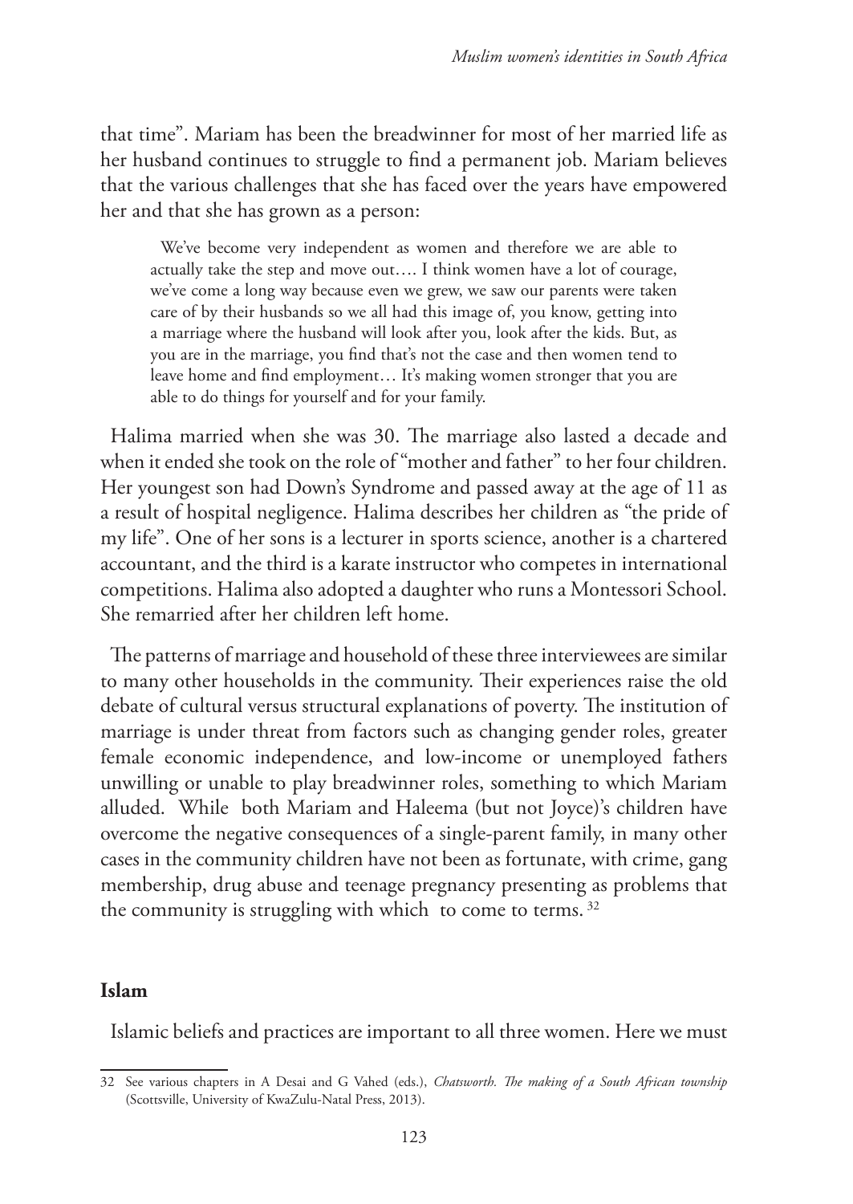that time". Mariam has been the breadwinner for most of her married life as her husband continues to struggle to find a permanent job. Mariam believes that the various challenges that she has faced over the years have empowered her and that she has grown as a person:

> We've become very independent as women and therefore we are able to actually take the step and move out…. I think women have a lot of courage, we've come a long way because even we grew, we saw our parents were taken care of by their husbands so we all had this image of, you know, getting into a marriage where the husband will look after you, look after the kids. But, as you are in the marriage, you find that's not the case and then women tend to leave home and find employment… It's making women stronger that you are able to do things for yourself and for your family.

Halima married when she was 30. The marriage also lasted a decade and when it ended she took on the role of "mother and father" to her four children. Her youngest son had Down's Syndrome and passed away at the age of 11 as a result of hospital negligence. Halima describes her children as "the pride of my life". One of her sons is a lecturer in sports science, another is a chartered accountant, and the third is a karate instructor who competes in international competitions. Halima also adopted a daughter who runs a Montessori School. She remarried after her children left home.

The patterns of marriage and household of these three interviewees are similar to many other households in the community. Their experiences raise the old debate of cultural versus structural explanations of poverty. The institution of marriage is under threat from factors such as changing gender roles, greater female economic independence, and low-income or unemployed fathers unwilling or unable to play breadwinner roles, something to which Mariam alluded. While both Mariam and Haleema (but not Joyce)'s children have overcome the negative consequences of a single-parent family, in many other cases in the community children have not been as fortunate, with crime, gang membership, drug abuse and teenage pregnancy presenting as problems that the community is struggling with which to come to terms. [32]

## Islam

Islamic beliefs and practices are important to all three women. Here we must

---

32 See various chapters in A Desai and G Vahed (eds.), *Chatsworth. The making of a South African township* (Scottsville, University of KwaZulu-Natal Press, 2013).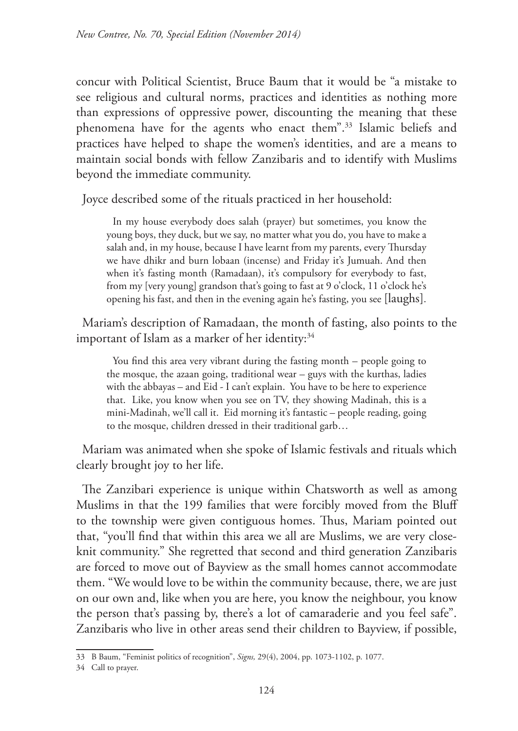concur with Political Scientist, Bruce Baum that it would be "a mistake to see religious and cultural norms, practices and identities as nothing more than expressions of oppressive power, discounting the meaning that these phenomena have for the agents who enact them".[33] Islamic beliefs and practices have helped to shape the women's identities, and are a means to maintain social bonds with fellow Zanzibaris and to identify with Muslims beyond the immediate community.

Joyce described some of the rituals practiced in her household:

> In my house everybody does salah (prayer) but sometimes, you know the young boys, they duck, but we say, no matter what you do, you have to make a salah and, in my house, because I have learnt from my parents, every Thursday we have dhikr and burn lobaan (incense) and Friday it's Jumuah. And then when it's fasting month (Ramadaan), it's compulsory for everybody to fast, from my [very young] grandson that's going to fast at 9 o'clock, 11 o'clock he's opening his fast, and then in the evening again he's fasting, you see [laughs].

Mariam's description of Ramadaan, the month of fasting, also points to the important of Islam as a marker of her identity:[34]

> You find this area very vibrant during the fasting month – people going to the mosque, the azaan going, traditional wear – guys with the kurthas, ladies with the abbayas – and Eid - I can't explain. You have to be here to experience that. Like, you know when you see on TV, they showing Madinah, this is a mini-Madinah, we'll call it. Eid morning it's fantastic – people reading, going to the mosque, children dressed in their traditional garb…

Mariam was animated when she spoke of Islamic festivals and rituals which clearly brought joy to her life.

The Zanzibari experience is unique within Chatsworth as well as among Muslims in that the 199 families that were forcibly moved from the Bluff to the township were given contiguous homes. Thus, Mariam pointed out that, "you'll find that within this area we all are Muslims, we are very close-knit community." She regretted that second and third generation Zanzibaris are forced to move out of Bayview as the small homes cannot accommodate them. "We would love to be within the community because, there, we are just on our own and, like when you are here, you know the neighbour, you know the person that's passing by, there's a lot of camaraderie and you feel safe". Zanzibaris who live in other areas send their children to Bayview, if possible,

---

33 B Baum, "Feminist politics of recognition", *Signs,* 29(4), 2004, pp. 1073-1102, p. 1077.

34 Call to prayer.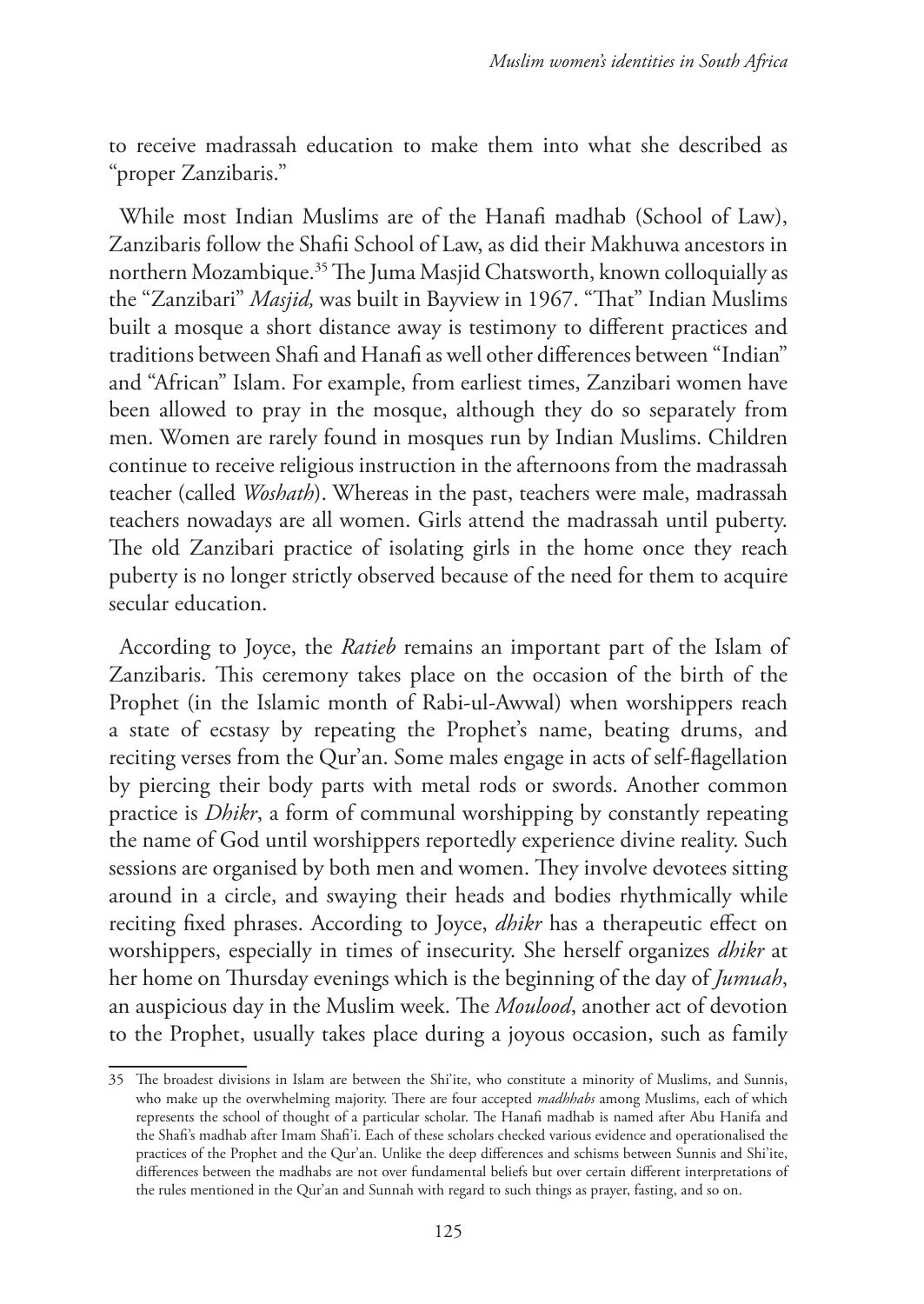to receive madrassah education to make them into what she described as "proper Zanzibaris."

While most Indian Muslims are of the Hanafi madhab (School of Law), Zanzibaris follow the Shafii School of Law, as did their Makhuwa ancestors in northern Mozambique.[35] The Juma Masjid Chatsworth, known colloquially as the "Zanzibari" *Masjid,* was built in Bayview in 1967. "That" Indian Muslims built a mosque a short distance away is testimony to different practices and traditions between Shafi and Hanafi as well other differences between "Indian" and "African" Islam. For example, from earliest times, Zanzibari women have been allowed to pray in the mosque, although they do so separately from men. Women are rarely found in mosques run by Indian Muslims. Children continue to receive religious instruction in the afternoons from the madrassah teacher (called *Woshath*). Whereas in the past, teachers were male, madrassah teachers nowadays are all women. Girls attend the madrassah until puberty. The old Zanzibari practice of isolating girls in the home once they reach puberty is no longer strictly observed because of the need for them to acquire secular education.

According to Joyce, the *Ratieb* remains an important part of the Islam of Zanzibaris. This ceremony takes place on the occasion of the birth of the Prophet (in the Islamic month of Rabi-ul-Awwal) when worshippers reach a state of ecstasy by repeating the Prophet's name, beating drums, and reciting verses from the Qur'an. Some males engage in acts of self-flagellation by piercing their body parts with metal rods or swords. Another common practice is *Dhikr*, a form of communal worshipping by constantly repeating the name of God until worshippers reportedly experience divine reality. Such sessions are organised by both men and women. They involve devotees sitting around in a circle, and swaying their heads and bodies rhythmically while reciting fixed phrases. According to Joyce, *dhikr* has a therapeutic effect on worshippers, especially in times of insecurity. She herself organizes *dhikr* at her home on Thursday evenings which is the beginning of the day of *Jumuah*, an auspicious day in the Muslim week. The *Moulood*, another act of devotion to the Prophet, usually takes place during a joyous occasion, such as family

35 The broadest divisions in Islam are between the Shi'ite, who constitute a minority of Muslims, and Sunnis, who make up the overwhelming majority. There are four accepted *madhhabs* among Muslims, each of which represents the school of thought of a particular scholar. The Hanafi madhab is named after Abu Hanifa and the Shafi's madhab after Imam Shafi'i. Each of these scholars checked various evidence and operationalised the practices of the Prophet and the Qur'an. Unlike the deep differences and schisms between Sunnis and Shi'ite, differences between the madhabs are not over fundamental beliefs but over certain different interpretations of the rules mentioned in the Qur'an and Sunnah with regard to such things as prayer, fasting, and so on.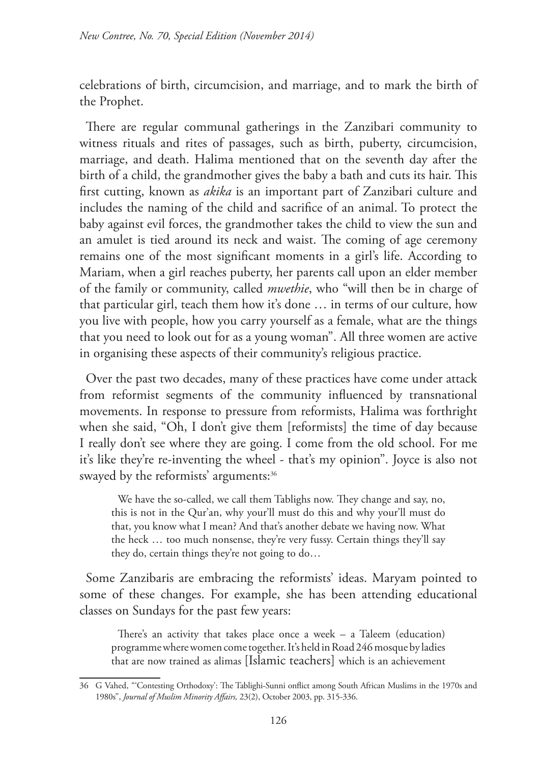celebrations of birth, circumcision, and marriage, and to mark the birth of the Prophet.

There are regular communal gatherings in the Zanzibari community to witness rituals and rites of passages, such as birth, puberty, circumcision, marriage, and death. Halima mentioned that on the seventh day after the birth of a child, the grandmother gives the baby a bath and cuts its hair. This first cutting, known as *akika* is an important part of Zanzibari culture and includes the naming of the child and sacrifice of an animal. To protect the baby against evil forces, the grandmother takes the child to view the sun and an amulet is tied around its neck and waist. The coming of age ceremony remains one of the most significant moments in a girl's life. According to Mariam, when a girl reaches puberty, her parents call upon an elder member of the family or community, called *mwethie*, who "will then be in charge of that particular girl, teach them how it's done … in terms of our culture, how you live with people, how you carry yourself as a female, what are the things that you need to look out for as a young woman". All three women are active in organising these aspects of their community's religious practice.

Over the past two decades, many of these practices have come under attack from reformist segments of the community influenced by transnational movements. In response to pressure from reformists, Halima was forthright when she said, "Oh, I don't give them [reformists] the time of day because I really don't see where they are going. I come from the old school. For me it's like they're re-inventing the wheel - that's my opinion". Joyce is also not swayed by the reformists' arguments:[36]

> We have the so-called, we call them Tablighs now. They change and say, no, this is not in the Qur'an, why your'll must do this and why your'll must do that, you know what I mean? And that's another debate we having now. What the heck … too much nonsense, they're very fussy. Certain things they'll say they do, certain things they're not going to do…

Some Zanzibaris are embracing the reformists' ideas. Maryam pointed to some of these changes. For example, she has been attending educational classes on Sundays for the past few years:

> There's an activity that takes place once a week – a Taleem (education) programme where women come together. It's held in Road 246 mosque by ladies that are now trained as alimas [Islamic teachers] which is an achievement

---

36 G Vahed, "'Contesting Orthodoxy': The Tablighi-Sunni onflict among South African Muslims in the 1970s and 1980s", *Journal of Muslim Minority Affairs,* 23(2), October 2003, pp. 315-336.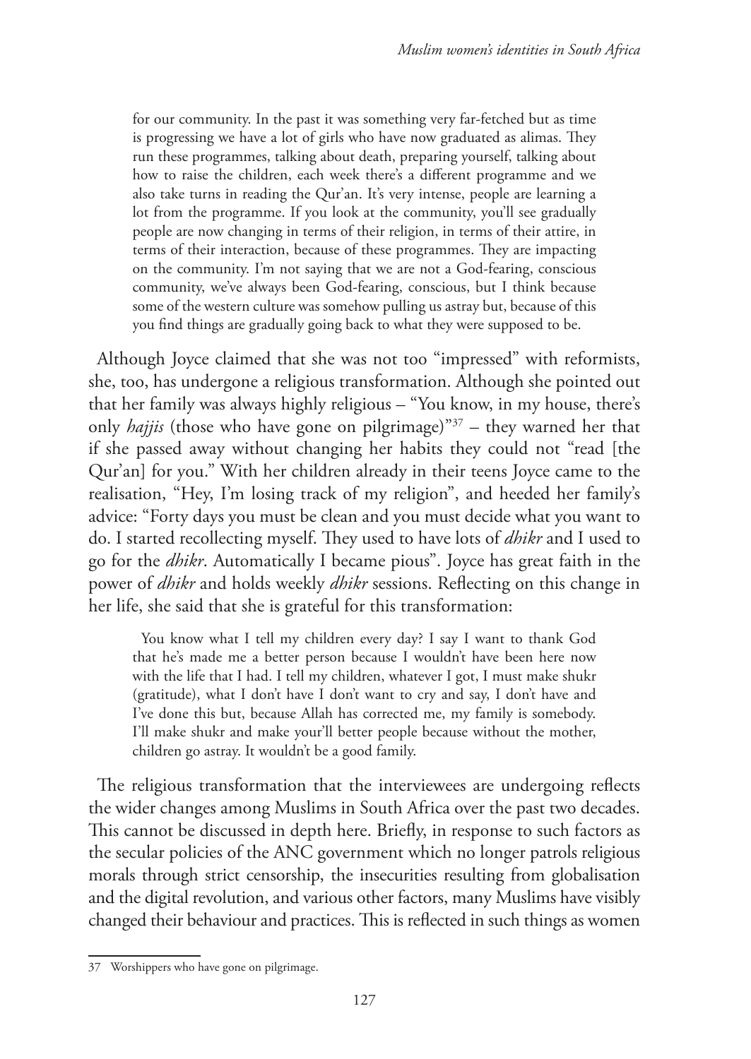> for our community. In the past it was something very far-fetched but as time is progressing we have a lot of girls who have now graduated as alimas. They run these programmes, talking about death, preparing yourself, talking about how to raise the children, each week there's a different programme and we also take turns in reading the Qur'an. It's very intense, people are learning a lot from the programme. If you look at the community, you'll see gradually people are now changing in terms of their religion, in terms of their attire, in terms of their interaction, because of these programmes. They are impacting on the community. I'm not saying that we are not a God-fearing, conscious community, we've always been God-fearing, conscious, but I think because some of the western culture was somehow pulling us astray but, because of this you find things are gradually going back to what they were supposed to be.

Although Joyce claimed that she was not too "impressed" with reformists, she, too, has undergone a religious transformation. Although she pointed out that her family was always highly religious – "You know, in my house, there's only *hajjis* (those who have gone on pilgrimage)"[37] – they warned her that if she passed away without changing her habits they could not "read [the Qur'an] for you." With her children already in their teens Joyce came to the realisation, "Hey, I'm losing track of my religion", and heeded her family's advice: "Forty days you must be clean and you must decide what you want to do. I started recollecting myself. They used to have lots of *dhikr* and I used to go for the *dhikr*. Automatically I became pious". Joyce has great faith in the power of *dhikr* and holds weekly *dhikr* sessions. Reflecting on this change in her life, she said that she is grateful for this transformation:

> You know what I tell my children every day? I say I want to thank God that he's made me a better person because I wouldn't have been here now with the life that I had. I tell my children, whatever I got, I must make shukr (gratitude), what I don't have I don't want to cry and say, I don't have and I've done this but, because Allah has corrected me, my family is somebody. I'll make shukr and make your'll better people because without the mother, children go astray. It wouldn't be a good family.

The religious transformation that the interviewees are undergoing reflects the wider changes among Muslims in South Africa over the past two decades. This cannot be discussed in depth here. Briefly, in response to such factors as the secular policies of the ANC government which no longer patrols religious morals through strict censorship, the insecurities resulting from globalisation and the digital revolution, and various other factors, many Muslims have visibly changed their behaviour and practices. This is reflected in such things as women

---

37 Worshippers who have gone on pilgrimage.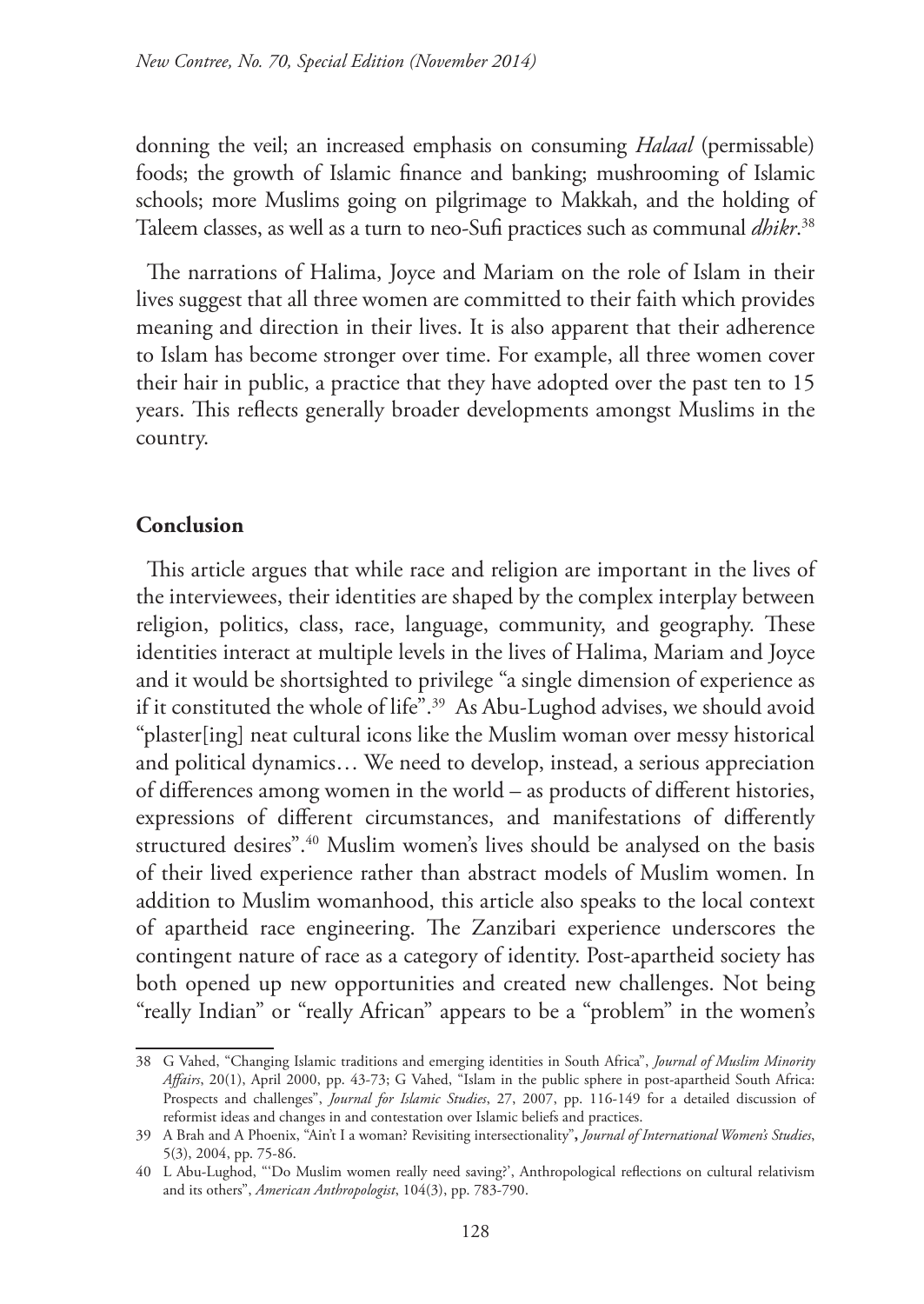donning the veil; an increased emphasis on consuming *Halaal* (permissable) foods; the growth of Islamic finance and banking; mushrooming of Islamic schools; more Muslims going on pilgrimage to Makkah, and the holding of Taleem classes, as well as a turn to neo-Sufi practices such as communal *dhikr*.[38]

The narrations of Halima, Joyce and Mariam on the role of Islam in their lives suggest that all three women are committed to their faith which provides meaning and direction in their lives. It is also apparent that their adherence to Islam has become stronger over time. For example, all three women cover their hair in public, a practice that they have adopted over the past ten to 15 years. This reflects generally broader developments amongst Muslims in the country.

## Conclusion

This article argues that while race and religion are important in the lives of the interviewees, their identities are shaped by the complex interplay between religion, politics, class, race, language, community, and geography. These identities interact at multiple levels in the lives of Halima, Mariam and Joyce and it would be shortsighted to privilege "a single dimension of experience as if it constituted the whole of life".[39] As Abu-Lughod advises, we should avoid "plaster[ing] neat cultural icons like the Muslim woman over messy historical and political dynamics… We need to develop, instead, a serious appreciation of differences among women in the world – as products of different histories, expressions of different circumstances, and manifestations of differently structured desires".[40] Muslim women's lives should be analysed on the basis of their lived experience rather than abstract models of Muslim women. In addition to Muslim womanhood, this article also speaks to the local context of apartheid race engineering. The Zanzibari experience underscores the contingent nature of race as a category of identity. Post-apartheid society has both opened up new opportunities and created new challenges. Not being "really Indian" or "really African" appears to be a "problem" in the women's

---

38 G Vahed, "Changing Islamic traditions and emerging identities in South Africa", *Journal of Muslim Minority Affairs*, 20(1), April 2000, pp. 43-73; G Vahed, "Islam in the public sphere in post-apartheid South Africa: Prospects and challenges", *Journal for Islamic Studies*, 27, 2007, pp. 116-149 for a detailed discussion of reformist ideas and changes in and contestation over Islamic beliefs and practices.

39 A Brah and A Phoenix, "Ain't I a woman? Revisiting intersectionality", *Journal of International Women's Studies*, 5(3), 2004, pp. 75-86.

40 L Abu-Lughod, "'Do Muslim women really need saving?', Anthropological reflections on cultural relativism and its others", *American Anthropologist*, 104(3), pp. 783-790.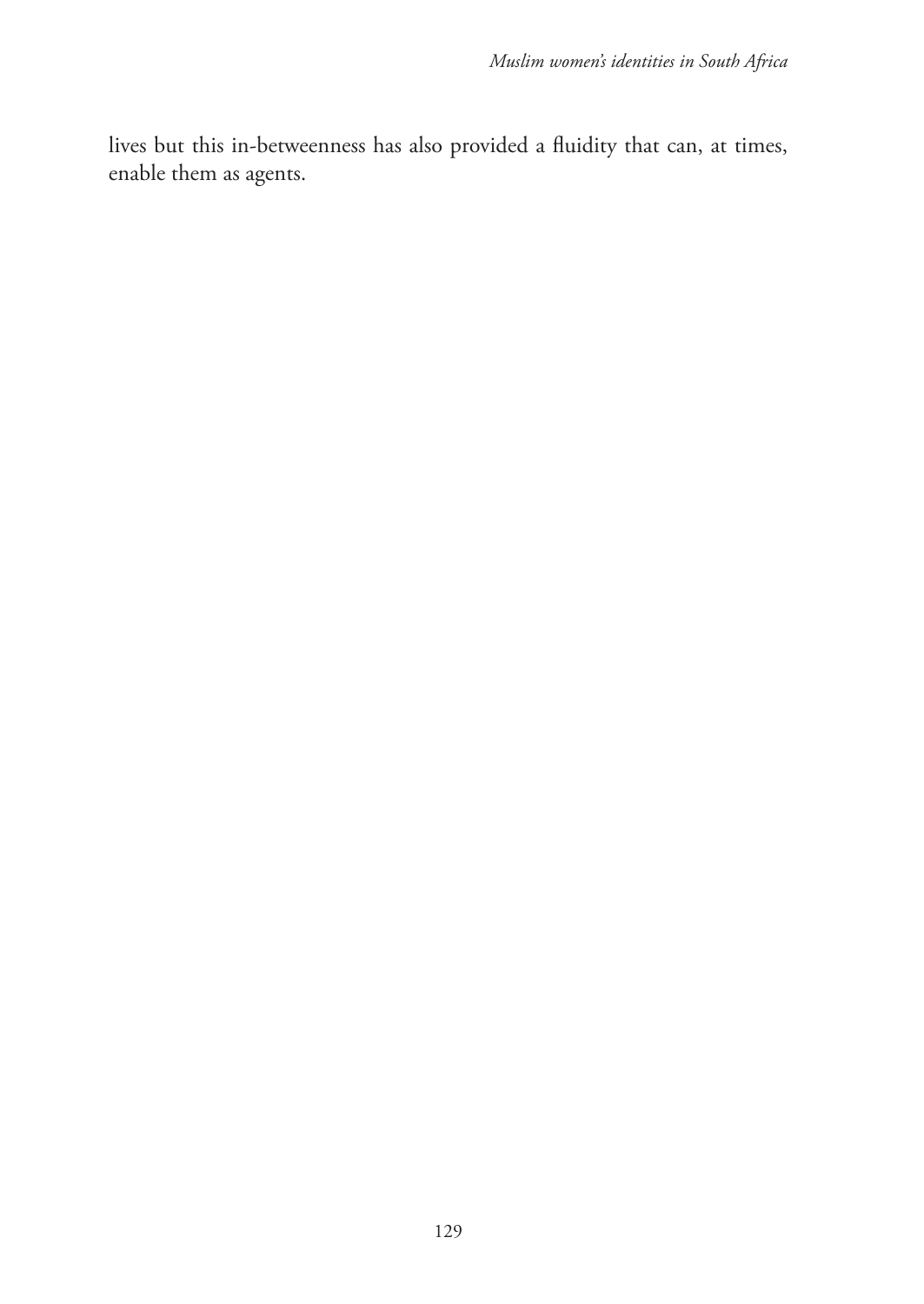lives but this in-betweenness has also provided a fluidity that can, at times, enable them as agents.